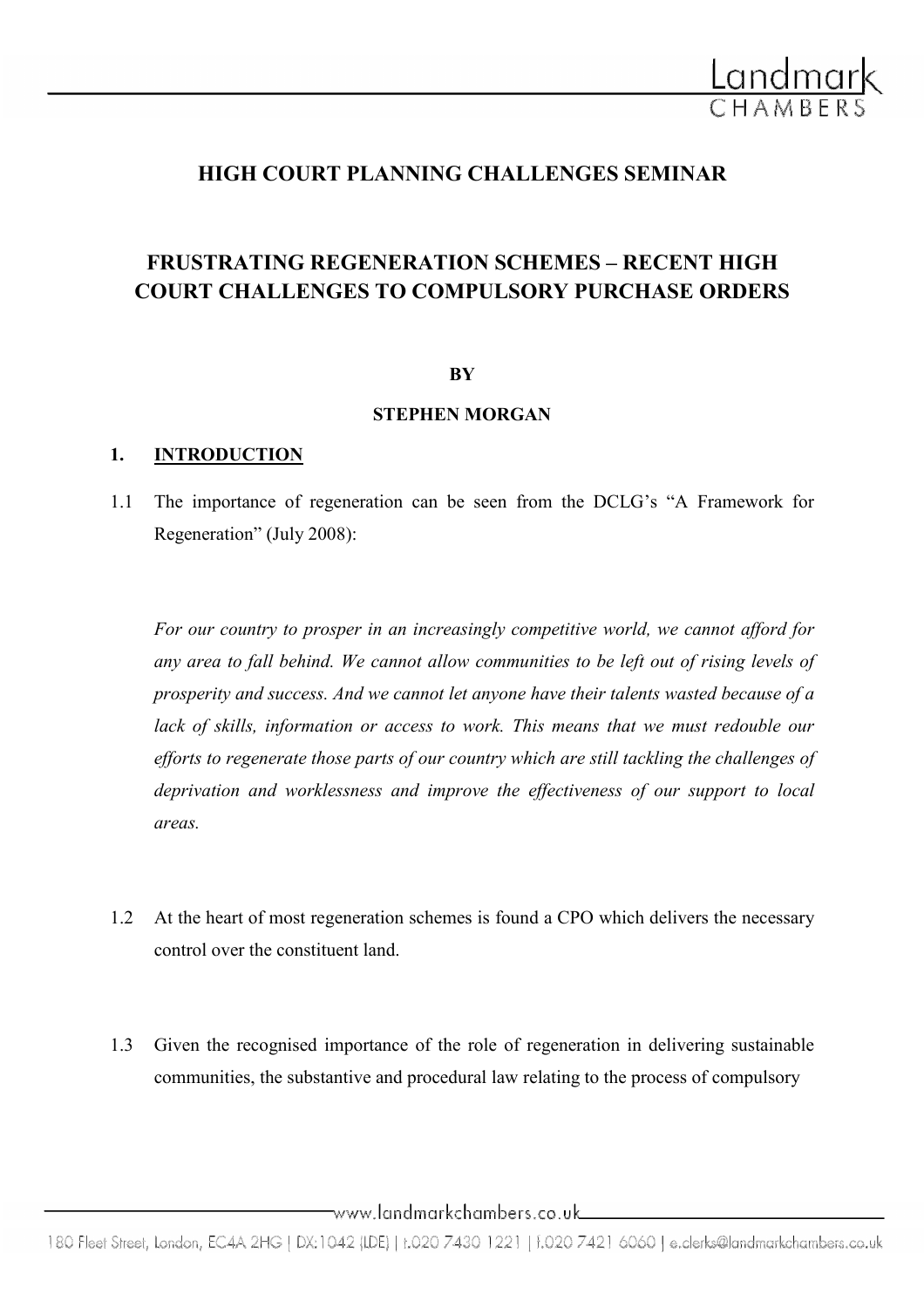# HIGH COURT PLANNING CHALLENGES SEMINAR

## FRUSTRATING REGENERATION SCHEMES – RECENT HIGH COURT CHALLENGES TO COMPULSORY PURCHASE ORDERS

**BY**

**STEPHEN MORGAN**

### 1. INTRODUCTION

1.1 The importance of regeneration can be seen from the DCLG's "A Framework for Regeneration" (July 2008):

*For our country to prosper in an increasingly competitive world, we cannot afford for any area to fall behind. We cannot allow communities to be left out of rising levels of prosperity and success. And we cannot let anyone have their talents wasted because of a lack of skills, information or access to work. This means that we must redouble our efforts to regenerate those parts of our country which are still tackling the challenges of deprivation and worklessness and improve the effectiveness of our support to local areas.*

1.2 At the heart of most regeneration schemes is found a CPO which delivers the necessary control over the constituent land.

1.3 Given the recognised importance of the role of regeneration in delivering sustainable communities, the substantive and procedural law relating to the process of compulsory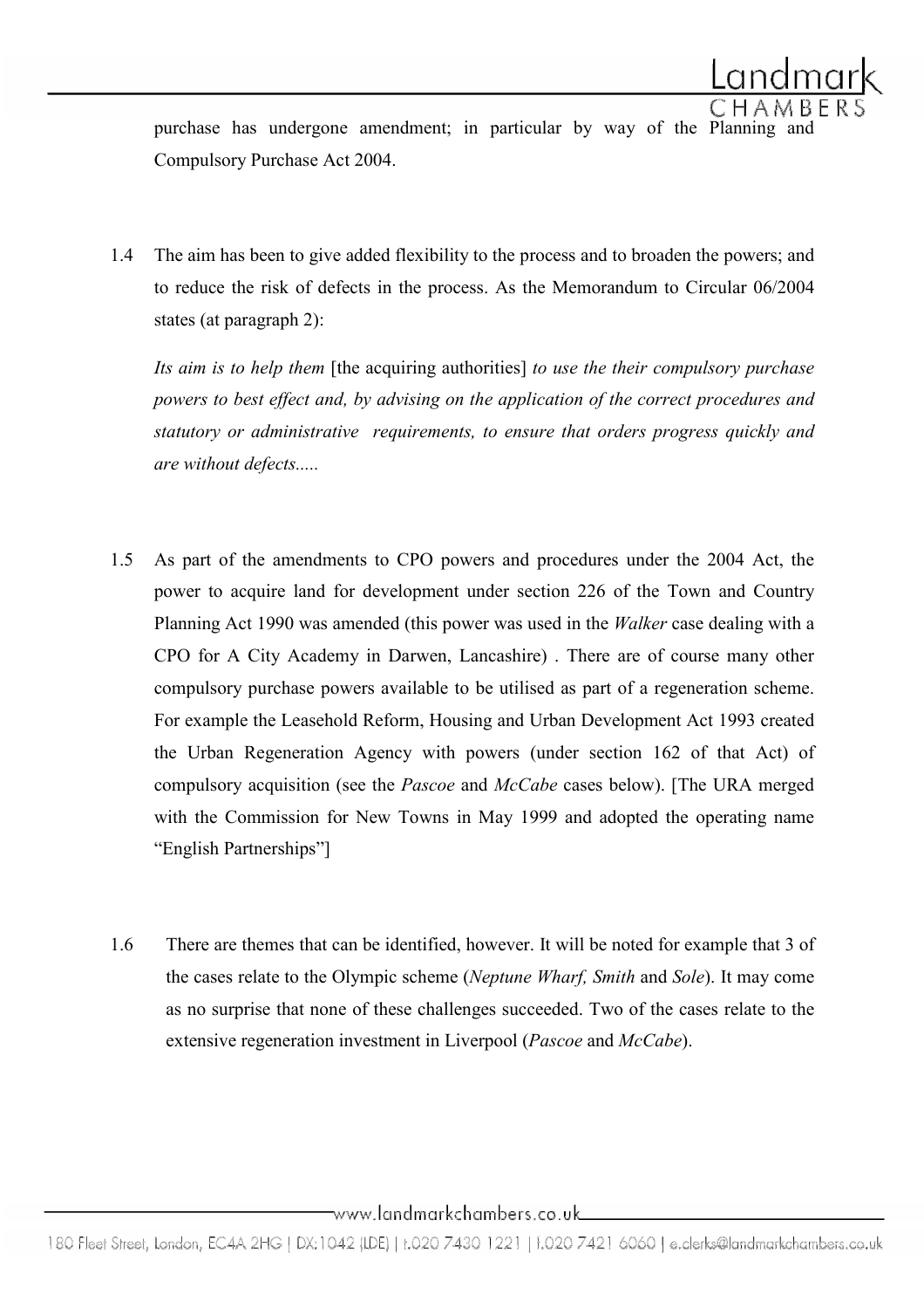purchase has undergone amendment; in particular by way of the Planning and Compulsory Purchase Act 2004.

1.4 The aim has been to give added flexibility to the process and to broaden the powers; and to reduce the risk of defects in the process. As the Memorandum to Circular 06/2004 states (at paragraph 2):

*Its aim is to help them* [the acquiring authorities] *to use the their compulsory purchase powers to best effect and, by advising on the application of the correct procedures and statutory or administrative requirements, to ensure that orders progress quickly and are without defects.....*

1.5 As part of the amendments to CPO powers and procedures under the 2004 Act, the power to acquire land for development under section 226 of the Town and Country Planning Act 1990 was amended (this power was used in the *Walker* case dealing with a CPO for A City Academy in Darwen, Lancashire) . There are of course many other compulsory purchase powers available to be utilised as part of a regeneration scheme. For example the Leasehold Reform, Housing and Urban Development Act 1993 created the Urban Regeneration Agency with powers (under section 162 of that Act) of compulsory acquisition (see the *Pascoe* and *McCabe* cases below). [The URA merged with the Commission for New Towns in May 1999 and adopted the operating name "English Partnerships"]

1.6 There are themes that can be identified, however. It will be noted for example that 3 of the cases relate to the Olympic scheme (*Neptune Wharf, Smith* and *Sole*). It may come as no surprise that none of these challenges succeeded. Two of the cases relate to the extensive regeneration investment in Liverpool (*Pascoe* and *McCabe*).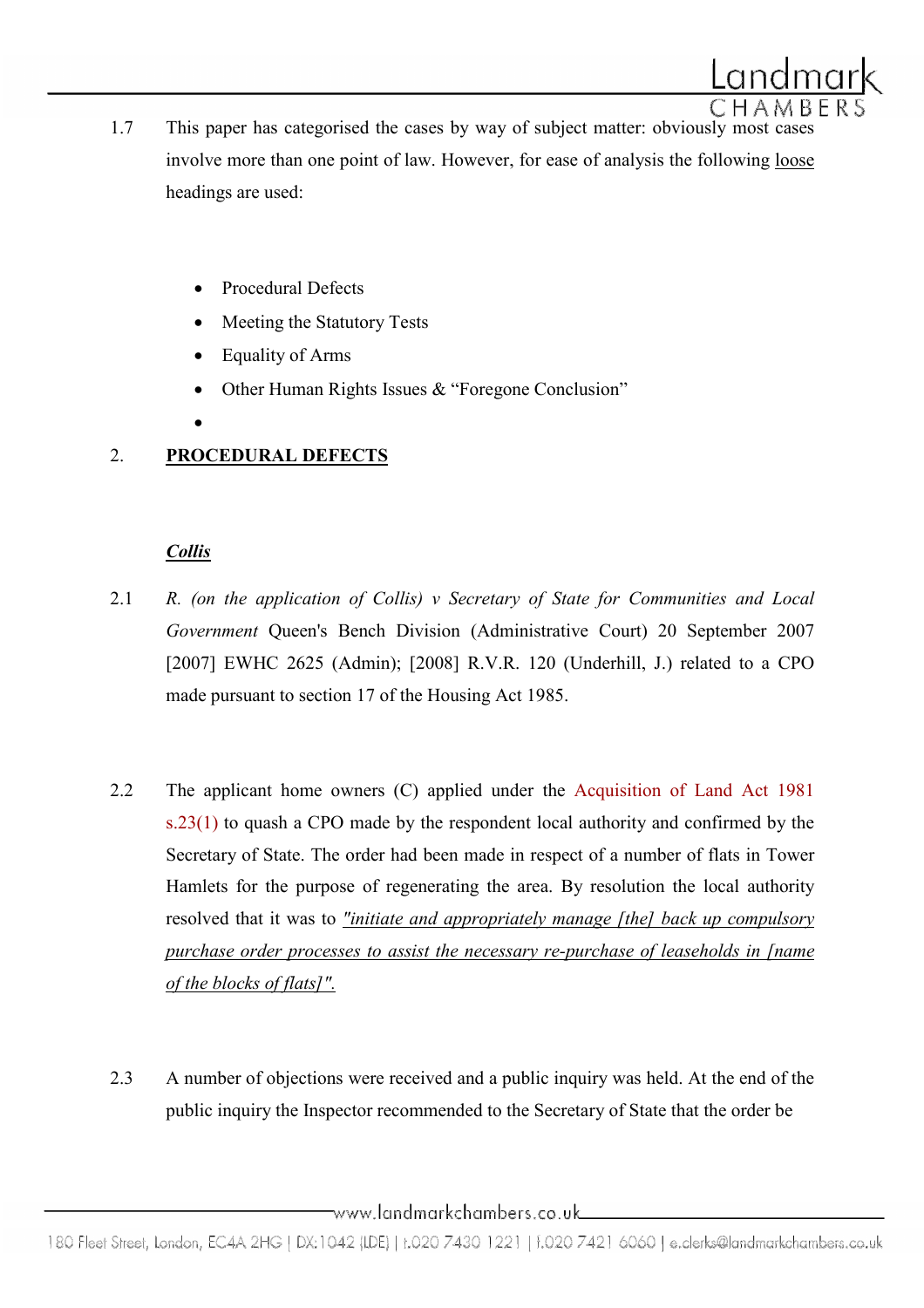1.7 This paper has categorised the cases by way of subject matter: obviously most cases involve more than one point of law. However, for ease of analysis the following loose headings are used:

- Procedural Defects
- Meeting the Statutory Tests
- Equality of Arms
- Other Human Rights Issues & "Foregone Conclusion"

## 2. PROCEDURAL DEFECTS

### *Collis*

2.1 *R. (on the application of Collis) v Secretary of State for Communities and Local Government* Queen's Bench Division (Administrative Court) 20 September 2007 [2007] EWHC 2625 (Admin); [2008] R.V.R. 120 (Underhill, J.) related to a CPO made pursuant to section 17 of the Housing Act 1985.

2.2 The applicant home owners (C) applied under the Acquisition of Land Act 1981 s.23(1) to quash a CPO made by the respondent local authority and confirmed by the Secretary of State. The order had been made in respect of a number of flats in Tower Hamlets for the purpose of regenerating the area. By resolution the local authority resolved that it was to "initiate and appropriately manage [the] back up compulsory purchase order processes to assist the necessary re-purchase of leaseholds in [name of the blocks of flats]".

2.3 A number of objections were received and a public inquiry was held. At the end of the public inquiry the Inspector recommended to the Secretary of State that the order be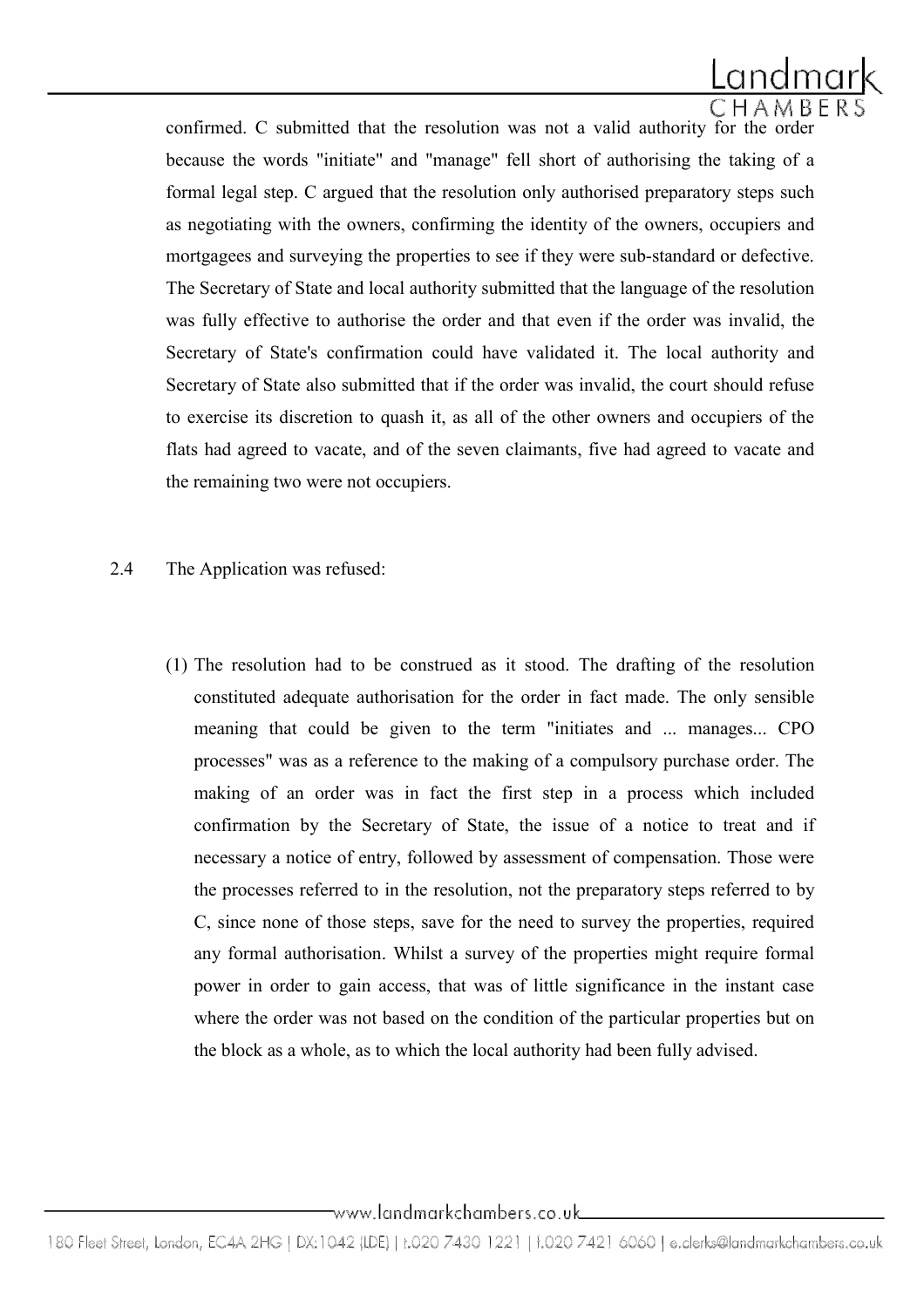confirmed. C submitted that the resolution was not a valid authority for the order because the words "initiate" and "manage" fell short of authorising the taking of a formal legal step. C argued that the resolution only authorised preparatory steps such as negotiating with the owners, confirming the identity of the owners, occupiers and mortgagees and surveying the properties to see if they were sub-standard or defective. The Secretary of State and local authority submitted that the language of the resolution was fully effective to authorise the order and that even if the order was invalid, the Secretary of State's confirmation could have validated it. The local authority and Secretary of State also submitted that if the order was invalid, the court should refuse to exercise its discretion to quash it, as all of the other owners and occupiers of the flats had agreed to vacate, and of the seven claimants, five had agreed to vacate and the remaining two were not occupiers.

2.4 The Application was refused:

(1) The resolution had to be construed as it stood. The drafting of the resolution constituted adequate authorisation for the order in fact made. The only sensible meaning that could be given to the term "initiates and ... manages... CPO processes" was as a reference to the making of a compulsory purchase order. The making of an order was in fact the first step in a process which included confirmation by the Secretary of State, the issue of a notice to treat and if necessary a notice of entry, followed by assessment of compensation. Those were the processes referred to in the resolution, not the preparatory steps referred to by C, since none of those steps, save for the need to survey the properties, required any formal authorisation. Whilst a survey of the properties might require formal power in order to gain access, that was of little significance in the instant case where the order was not based on the condition of the particular properties but on the block as a whole, as to which the local authority had been fully advised.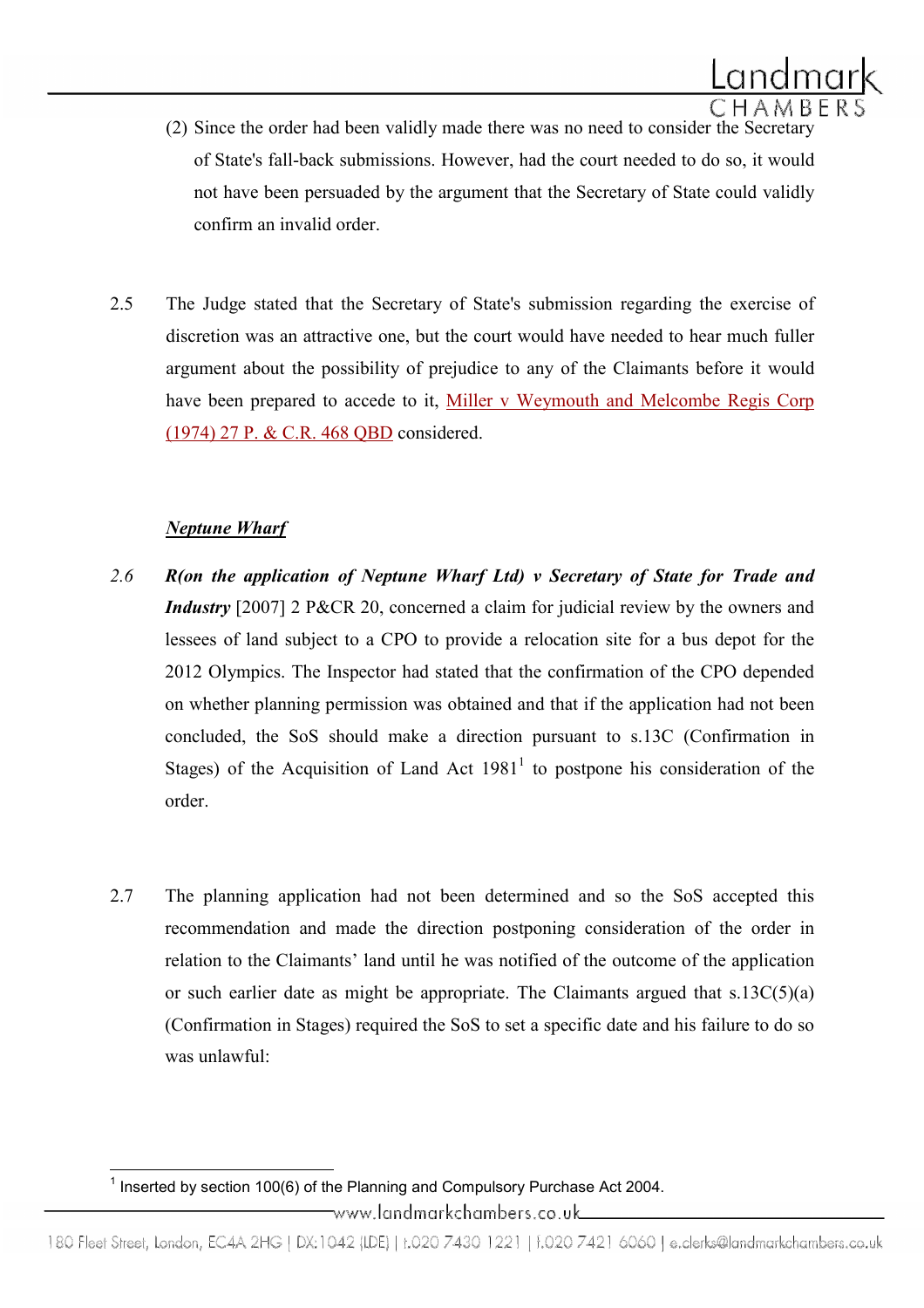(2) Since the order had been validly made there was no need to consider the Secretary of State's fall-back submissions. However, had the court needed to do so, it would not have been persuaded by the argument that the Secretary of State could validly confirm an invalid order.

2.5 The Judge stated that the Secretary of State's submission regarding the exercise of discretion was an attractive one, but the court would have needed to hear much fuller argument about the possibility of prejudice to any of the Claimants before it would have been prepared to accede to it, Miller v Weymouth and Melcombe Regis Corp (1974) 27 P. & C.R. 468 QBD considered.

***Neptune Wharf***

*2.6* ***R(on the application of Neptune Wharf Ltd) v Secretary of State for Trade and Industry*** [2007] 2 P&CR 20, concerned a claim for judicial review by the owners and lessees of land subject to a CPO to provide a relocation site for a bus depot for the 2012 Olympics. The Inspector had stated that the confirmation of the CPO depended on whether planning permission was obtained and that if the application had not been concluded, the SoS should make a direction pursuant to s.13C (Confirmation in Stages) of the Acquisition of Land Act 1981[1] to postpone his consideration of the order.

2.7 The planning application had not been determined and so the SoS accepted this recommendation and made the direction postponing consideration of the order in relation to the Claimants' land until he was notified of the outcome of the application or such earlier date as might be appropriate. The Claimants argued that s.13C(5)(a) (Confirmation in Stages) required the SoS to set a specific date and his failure to do so was unlawful:

[1] Inserted by section 100(6) of the Planning and Compulsory Purchase Act 2004.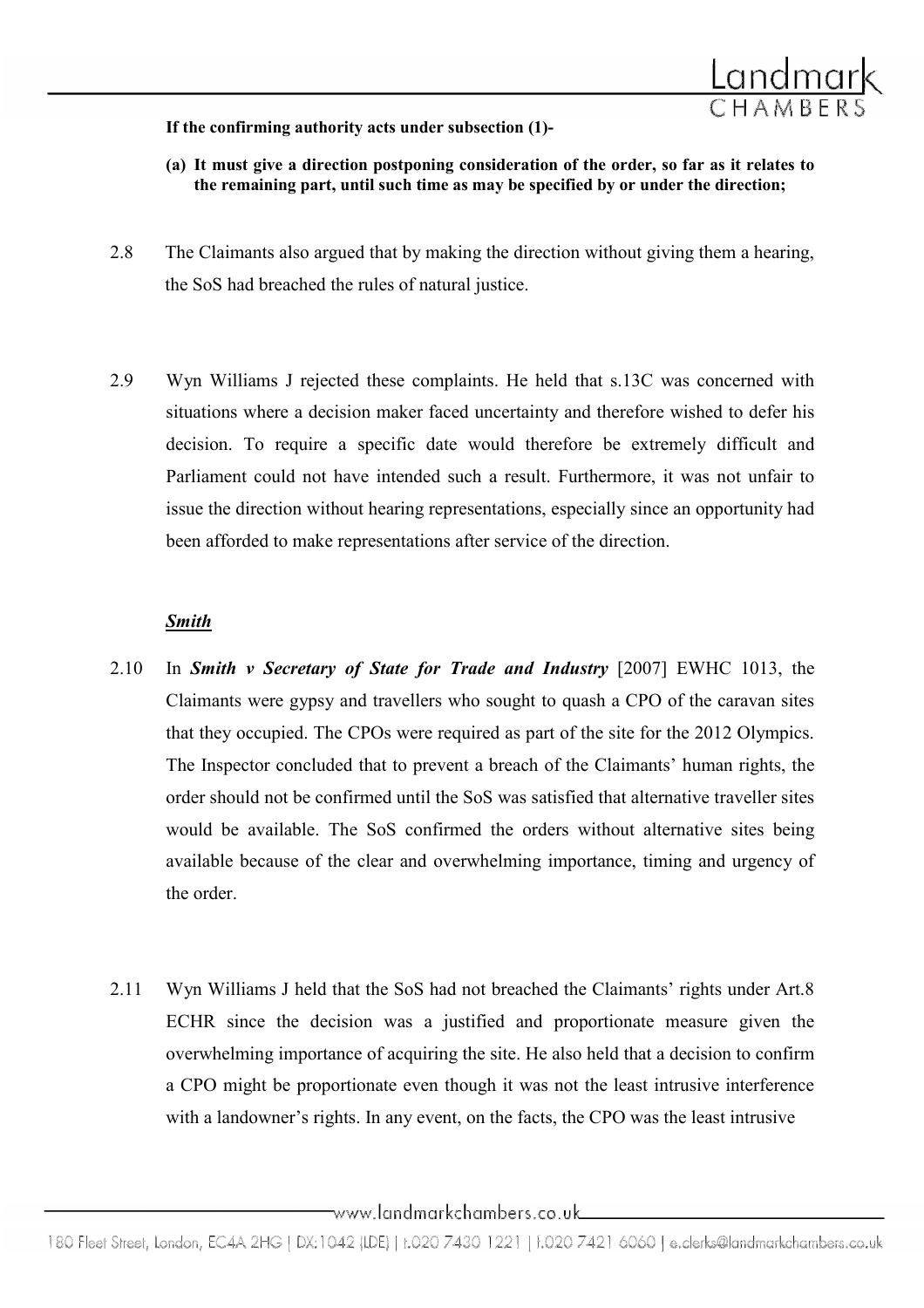**If the confirming authority acts under subsection (1)-**

**(a) It must give a direction postponing consideration of the order, so far as it relates to the remaining part, until such time as may be specified by or under the direction;**

2.8 The Claimants also argued that by making the direction without giving them a hearing, the SoS had breached the rules of natural justice.

2.9 Wyn Williams J rejected these complaints. He held that s.13C was concerned with situations where a decision maker faced uncertainty and therefore wished to defer his decision. To require a specific date would therefore be extremely difficult and Parliament could not have intended such a result. Furthermore, it was not unfair to issue the direction without hearing representations, especially since an opportunity had been afforded to make representations after service of the direction.

***Smith***

2.10 In ***Smith v Secretary of State for Trade and Industry*** [2007] EWHC 1013, the Claimants were gypsy and travellers who sought to quash a CPO of the caravan sites that they occupied. The CPOs were required as part of the site for the 2012 Olympics. The Inspector concluded that to prevent a breach of the Claimants' human rights, the order should not be confirmed until the SoS was satisfied that alternative traveller sites would be available. The SoS confirmed the orders without alternative sites being available because of the clear and overwhelming importance, timing and urgency of the order.

2.11 Wyn Williams J held that the SoS had not breached the Claimants' rights under Art.8 ECHR since the decision was a justified and proportionate measure given the overwhelming importance of acquiring the site. He also held that a decision to confirm a CPO might be proportionate even though it was not the least intrusive interference with a landowner's rights. In any event, on the facts, the CPO was the least intrusive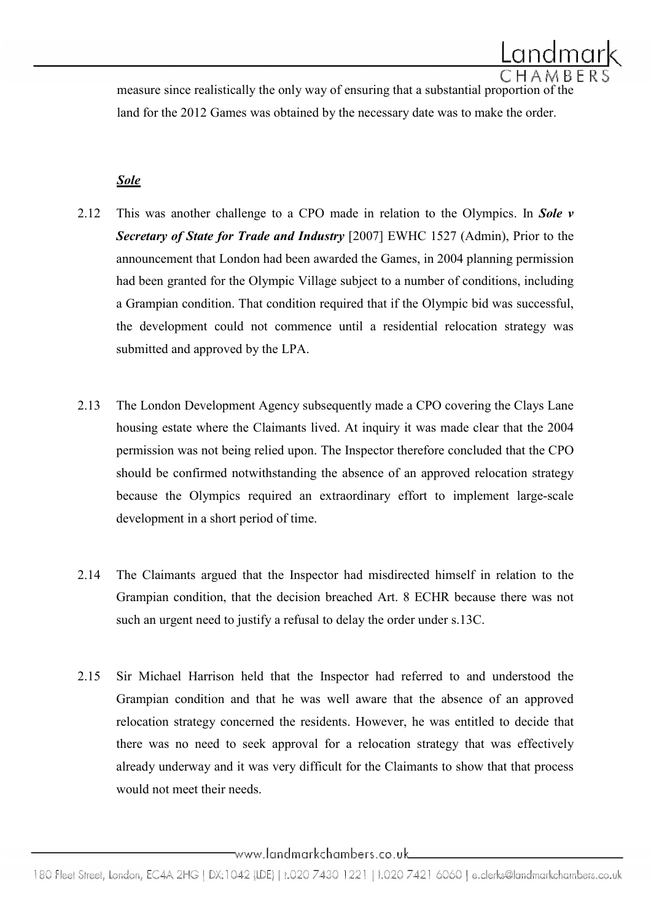measure since realistically the only way of ensuring that a substantial proportion of the land for the 2012 Games was obtained by the necessary date was to make the order.

### ***Sole***

2.12 This was another challenge to a CPO made in relation to the Olympics. In ***Sole v Secretary of State for Trade and Industry*** [2007] EWHC 1527 (Admin), Prior to the announcement that London had been awarded the Games, in 2004 planning permission had been granted for the Olympic Village subject to a number of conditions, including a Grampian condition. That condition required that if the Olympic bid was successful, the development could not commence until a residential relocation strategy was submitted and approved by the LPA.

2.13 The London Development Agency subsequently made a CPO covering the Clays Lane housing estate where the Claimants lived. At inquiry it was made clear that the 2004 permission was not being relied upon. The Inspector therefore concluded that the CPO should be confirmed notwithstanding the absence of an approved relocation strategy because the Olympics required an extraordinary effort to implement large-scale development in a short period of time.

2.14 The Claimants argued that the Inspector had misdirected himself in relation to the Grampian condition, that the decision breached Art. 8 ECHR because there was not such an urgent need to justify a refusal to delay the order under s.13C.

2.15 Sir Michael Harrison held that the Inspector had referred to and understood the Grampian condition and that he was well aware that the absence of an approved relocation strategy concerned the residents. However, he was entitled to decide that there was no need to seek approval for a relocation strategy that was effectively already underway and it was very difficult for the Claimants to show that that process would not meet their needs.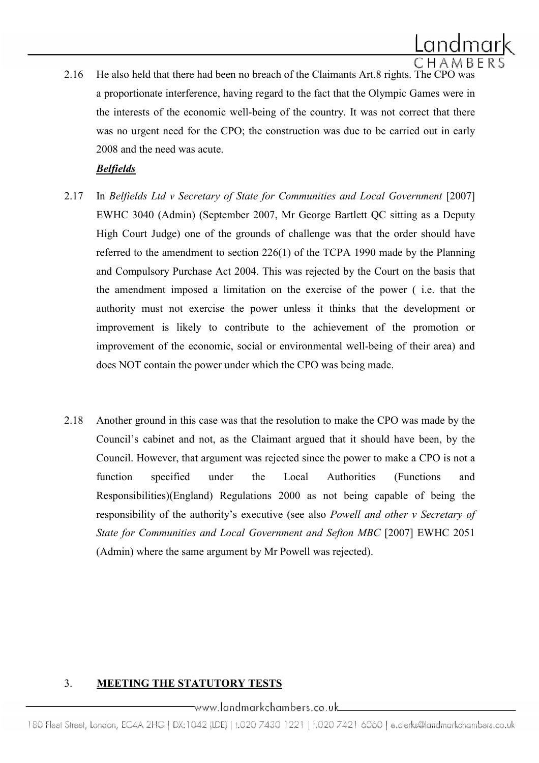2.16 He also held that there had been no breach of the Claimants Art.8 rights. The CPO was a proportionate interference, having regard to the fact that the Olympic Games were in the interests of the economic well-being of the country. It was not correct that there was no urgent need for the CPO; the construction was due to be carried out in early 2008 and the need was acute.

***Belfields***

2.17 In *Belfields Ltd v Secretary of State for Communities and Local Government* [2007] EWHC 3040 (Admin) (September 2007, Mr George Bartlett QC sitting as a Deputy High Court Judge) one of the grounds of challenge was that the order should have referred to the amendment to section 226(1) of the TCPA 1990 made by the Planning and Compulsory Purchase Act 2004. This was rejected by the Court on the basis that the amendment imposed a limitation on the exercise of the power ( i.e. that the authority must not exercise the power unless it thinks that the development or improvement is likely to contribute to the achievement of the promotion or improvement of the economic, social or environmental well-being of their area) and does NOT contain the power under which the CPO was being made.

2.18 Another ground in this case was that the resolution to make the CPO was made by the Council's cabinet and not, as the Claimant argued that it should have been, by the Council. However, that argument was rejected since the power to make a CPO is not a function specified under the Local Authorities (Functions and Responsibilities)(England) Regulations 2000 as not being capable of being the responsibility of the authority's executive (see also *Powell and other v Secretary of State for Communities and Local Government and Sefton MBC* [2007] EWHC 2051 (Admin) where the same argument by Mr Powell was rejected).

## 3. **MEETING THE STATUTORY TESTS**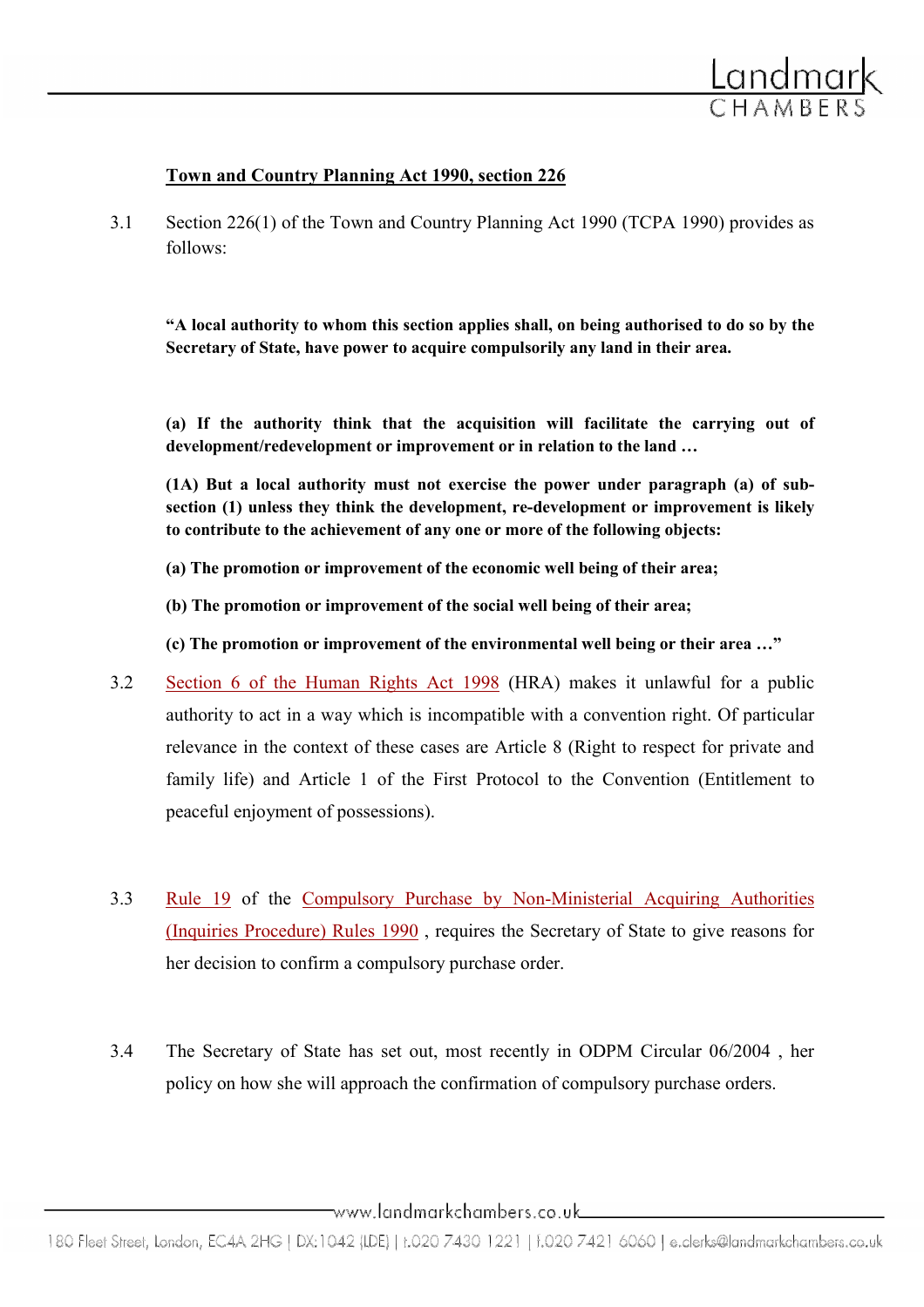**<u>Town and Country Planning Act 1990, section 226</u>**

3.1 Section 226(1) of the Town and Country Planning Act 1990 (TCPA 1990) provides as follows:

> **"A local authority to whom this section applies shall, on being authorised to do so by the Secretary of State, have power to acquire compulsorily any land in their area.**
>
> **(a) If the authority think that the acquisition will facilitate the carrying out of development/redevelopment or improvement or in relation to the land …**
>
> **(1A) But a local authority must not exercise the power under paragraph (a) of sub-section (1) unless they think the development, re-development or improvement is likely to contribute to the achievement of any one or more of the following objects:**
>
> **(a) The promotion or improvement of the economic well being of their area;**
>
> **(b) The promotion or improvement of the social well being of their area;**
>
> **(c) The promotion or improvement of the environmental well being or their area …"**

3.2 Section 6 of the Human Rights Act 1998 (HRA) makes it unlawful for a public authority to act in a way which is incompatible with a convention right. Of particular relevance in the context of these cases are Article 8 (Right to respect for private and family life) and Article 1 of the First Protocol to the Convention (Entitlement to peaceful enjoyment of possessions).

3.3 Rule 19 of the Compulsory Purchase by Non-Ministerial Acquiring Authorities (Inquiries Procedure) Rules 1990 , requires the Secretary of State to give reasons for her decision to confirm a compulsory purchase order.

3.4 The Secretary of State has set out, most recently in ODPM Circular 06/2004 , her policy on how she will approach the confirmation of compulsory purchase orders.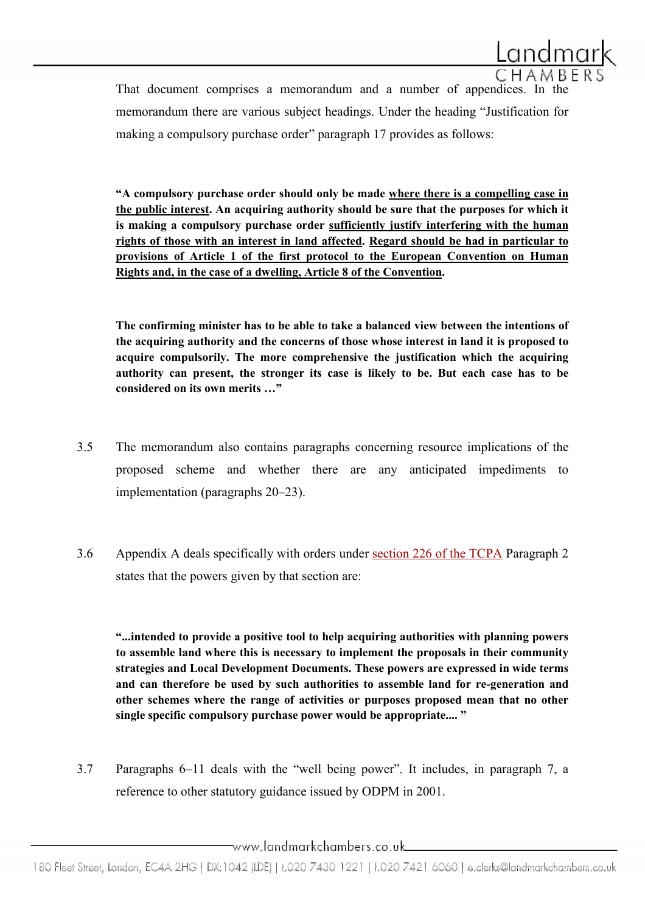That document comprises a memorandum and a number of appendices. In the memorandum there are various subject headings. Under the heading "Justification for making a compulsory purchase order" paragraph 17 provides as follows:

> **"A compulsory purchase order should only be made <u>where there is a compelling case in the public interest</u>. An acquiring authority should be sure that the purposes for which it is making a compulsory purchase order <u>sufficiently justify interfering with the human rights of those with an interest in land affected</u>. <u>Regard should be had in particular to provisions of Article 1 of the first protocol to the European Convention on Human Rights and, in the case of a dwelling, Article 8 of the Convention</u>.**
>
> **The confirming minister has to be able to take a balanced view between the intentions of the acquiring authority and the concerns of those whose interest in land it is proposed to acquire compulsorily. The more comprehensive the justification which the acquiring authority can present, the stronger its case is likely to be. But each case has to be considered on its own merits …"**

3.5 The memorandum also contains paragraphs concerning resource implications of the proposed scheme and whether there are any anticipated impediments to implementation (paragraphs 20–23).

3.6 Appendix A deals specifically with orders under section 226 of the TCPA Paragraph 2 states that the powers given by that section are:

> **"...intended to provide a positive tool to help acquiring authorities with planning powers to assemble land where this is necessary to implement the proposals in their community strategies and Local Development Documents. These powers are expressed in wide terms and can therefore be used by such authorities to assemble land for re-generation and other schemes where the range of activities or purposes proposed mean that no other single specific compulsory purchase power would be appropriate.... "**

3.7 Paragraphs 6–11 deals with the "well being power". It includes, in paragraph 7, a reference to other statutory guidance issued by ODPM in 2001.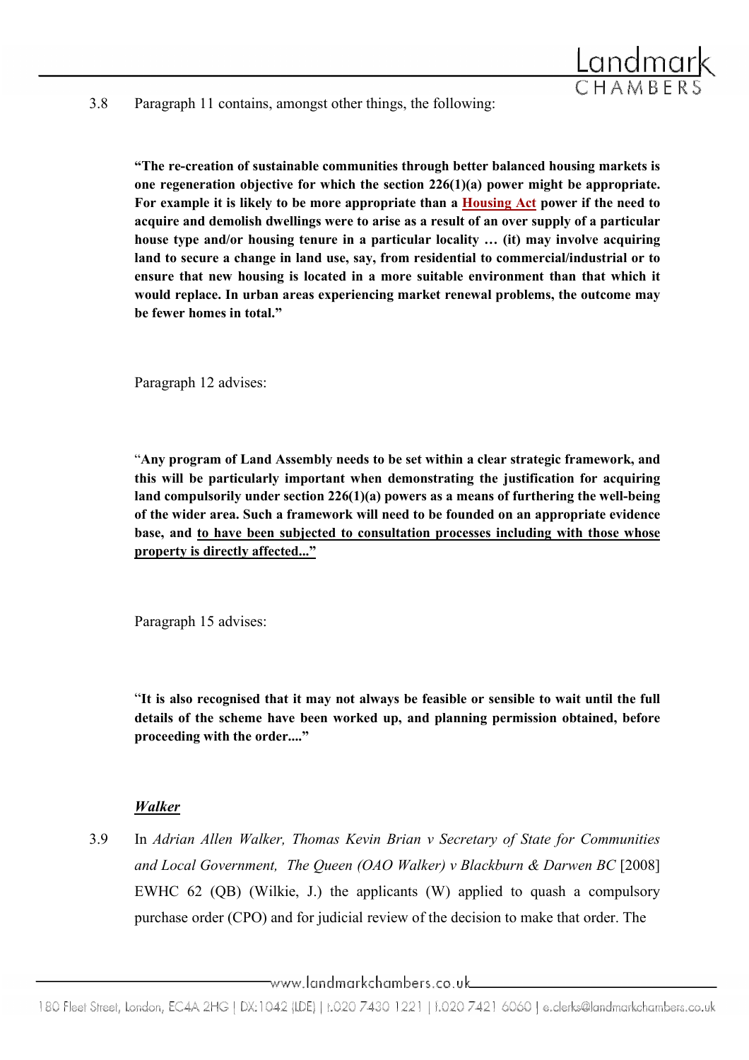3.8 Paragraph 11 contains, amongst other things, the following:

> **"The re-creation of sustainable communities through better balanced housing markets is one regeneration objective for which the section 226(1)(a) power might be appropriate. For example it is likely to be more appropriate than a Housing Act power if the need to acquire and demolish dwellings were to arise as a result of an over supply of a particular house type and/or housing tenure in a particular locality … (it) may involve acquiring land to secure a change in land use, say, from residential to commercial/industrial or to ensure that new housing is located in a more suitable environment than that which it would replace. In urban areas experiencing market renewal problems, the outcome may be fewer homes in total."**

Paragraph 12 advises:

> "**Any program of Land Assembly needs to be set within a clear strategic framework, and this will be particularly important when demonstrating the justification for acquiring land compulsorily under section 226(1)(a) powers as a means of furthering the well-being of the wider area. Such a framework will need to be founded on an appropriate evidence base, and <u>to have been subjected to consultation processes including with those whose property is directly affected..."</u>**

Paragraph 15 advises:

> "**It is also recognised that it may not always be feasible or sensible to wait until the full details of the scheme have been worked up, and planning permission obtained, before proceeding with the order...."**

***<u>Walker</u>***

3.9 In *Adrian Allen Walker, Thomas Kevin Brian v Secretary of State for Communities and Local Government, The Queen (OAO Walker) v Blackburn & Darwen BC* [2008] EWHC 62 (QB) (Wilkie, J.) the applicants (W) applied to quash a compulsory purchase order (CPO) and for judicial review of the decision to make that order. The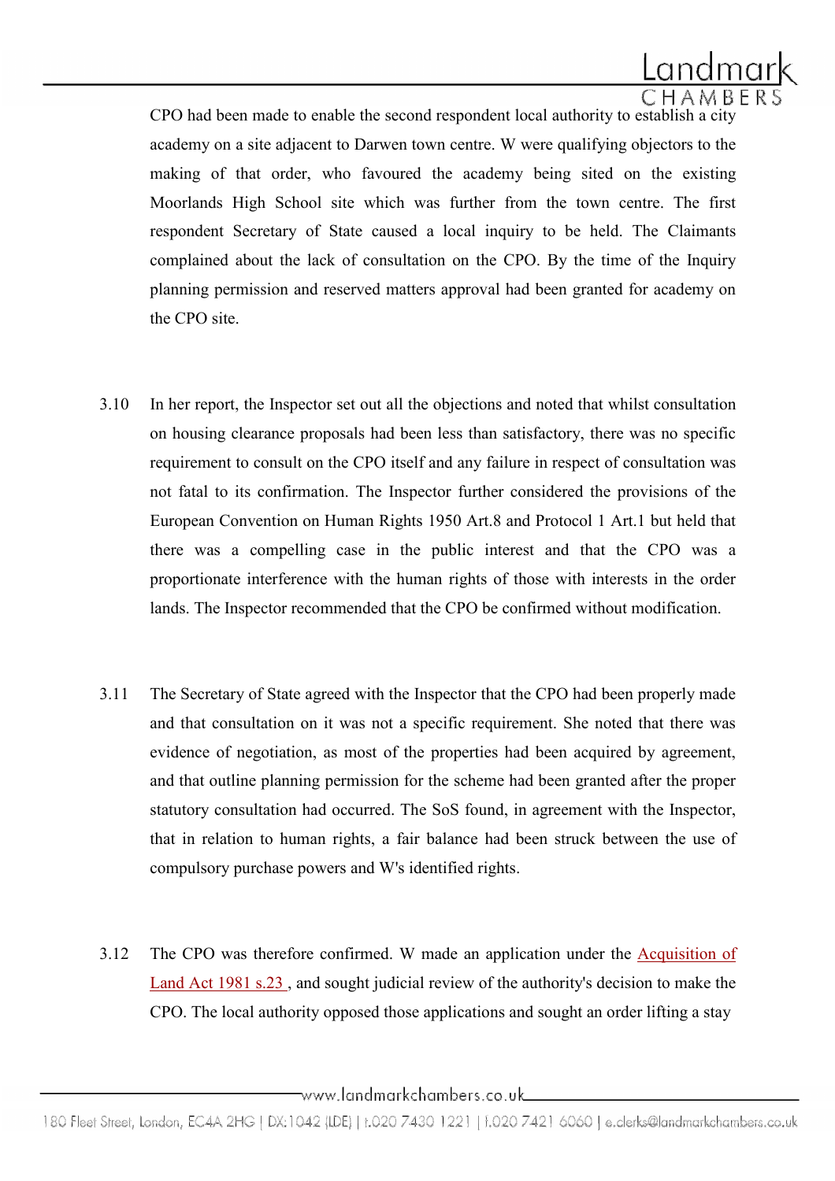CPO had been made to enable the second respondent local authority to establish a city academy on a site adjacent to Darwen town centre. W were qualifying objectors to the making of that order, who favoured the academy being sited on the existing Moorlands High School site which was further from the town centre. The first respondent Secretary of State caused a local inquiry to be held. The Claimants complained about the lack of consultation on the CPO. By the time of the Inquiry planning permission and reserved matters approval had been granted for academy on the CPO site.

3.10 In her report, the Inspector set out all the objections and noted that whilst consultation on housing clearance proposals had been less than satisfactory, there was no specific requirement to consult on the CPO itself and any failure in respect of consultation was not fatal to its confirmation. The Inspector further considered the provisions of the European Convention on Human Rights 1950 Art.8 and Protocol 1 Art.1 but held that there was a compelling case in the public interest and that the CPO was a proportionate interference with the human rights of those with interests in the order lands. The Inspector recommended that the CPO be confirmed without modification.

3.11 The Secretary of State agreed with the Inspector that the CPO had been properly made and that consultation on it was not a specific requirement. She noted that there was evidence of negotiation, as most of the properties had been acquired by agreement, and that outline planning permission for the scheme had been granted after the proper statutory consultation had occurred. The SoS found, in agreement with the Inspector, that in relation to human rights, a fair balance had been struck between the use of compulsory purchase powers and W's identified rights.

3.12 The CPO was therefore confirmed. W made an application under the Acquisition of Land Act 1981 s.23 , and sought judicial review of the authority's decision to make the CPO. The local authority opposed those applications and sought an order lifting a stay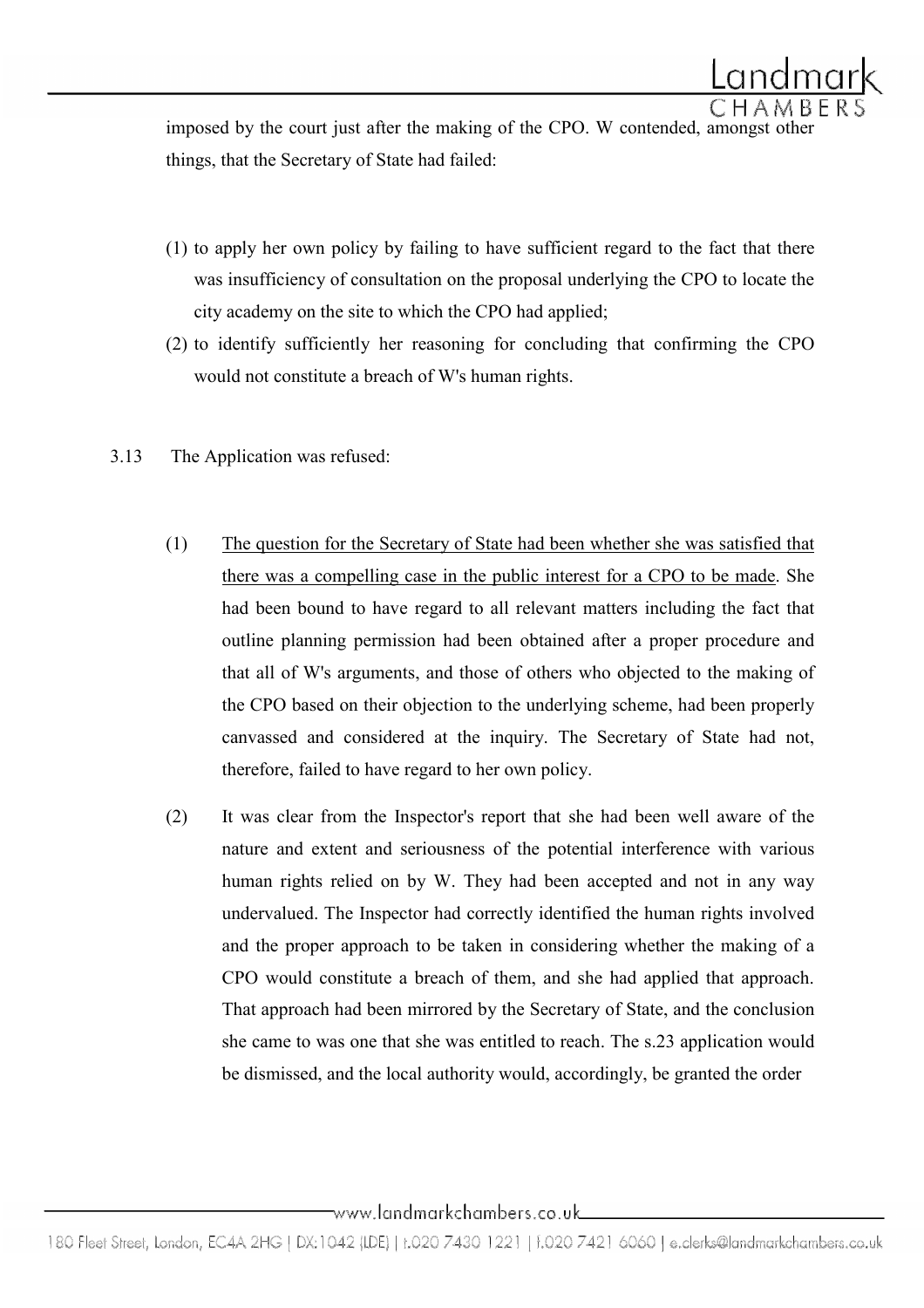imposed by the court just after the making of the CPO. W contended, amongst other things, that the Secretary of State had failed:

(1) to apply her own policy by failing to have sufficient regard to the fact that there was insufficiency of consultation on the proposal underlying the CPO to locate the city academy on the site to which the CPO had applied;
(2) to identify sufficiently her reasoning for concluding that confirming the CPO would not constitute a breach of W's human rights.

3.13 The Application was refused:

(1) <u>The question for the Secretary of State had been whether she was satisfied that there was a compelling case in the public interest for a CPO to be made</u>. She had been bound to have regard to all relevant matters including the fact that outline planning permission had been obtained after a proper procedure and that all of W's arguments, and those of others who objected to the making of the CPO based on their objection to the underlying scheme, had been properly canvassed and considered at the inquiry. The Secretary of State had not, therefore, failed to have regard to her own policy.

(2) It was clear from the Inspector's report that she had been well aware of the nature and extent and seriousness of the potential interference with various human rights relied on by W. They had been accepted and not in any way undervalued. The Inspector had correctly identified the human rights involved and the proper approach to be taken in considering whether the making of a CPO would constitute a breach of them, and she had applied that approach. That approach had been mirrored by the Secretary of State, and the conclusion she came to was one that she was entitled to reach. The s.23 application would be dismissed, and the local authority would, accordingly, be granted the order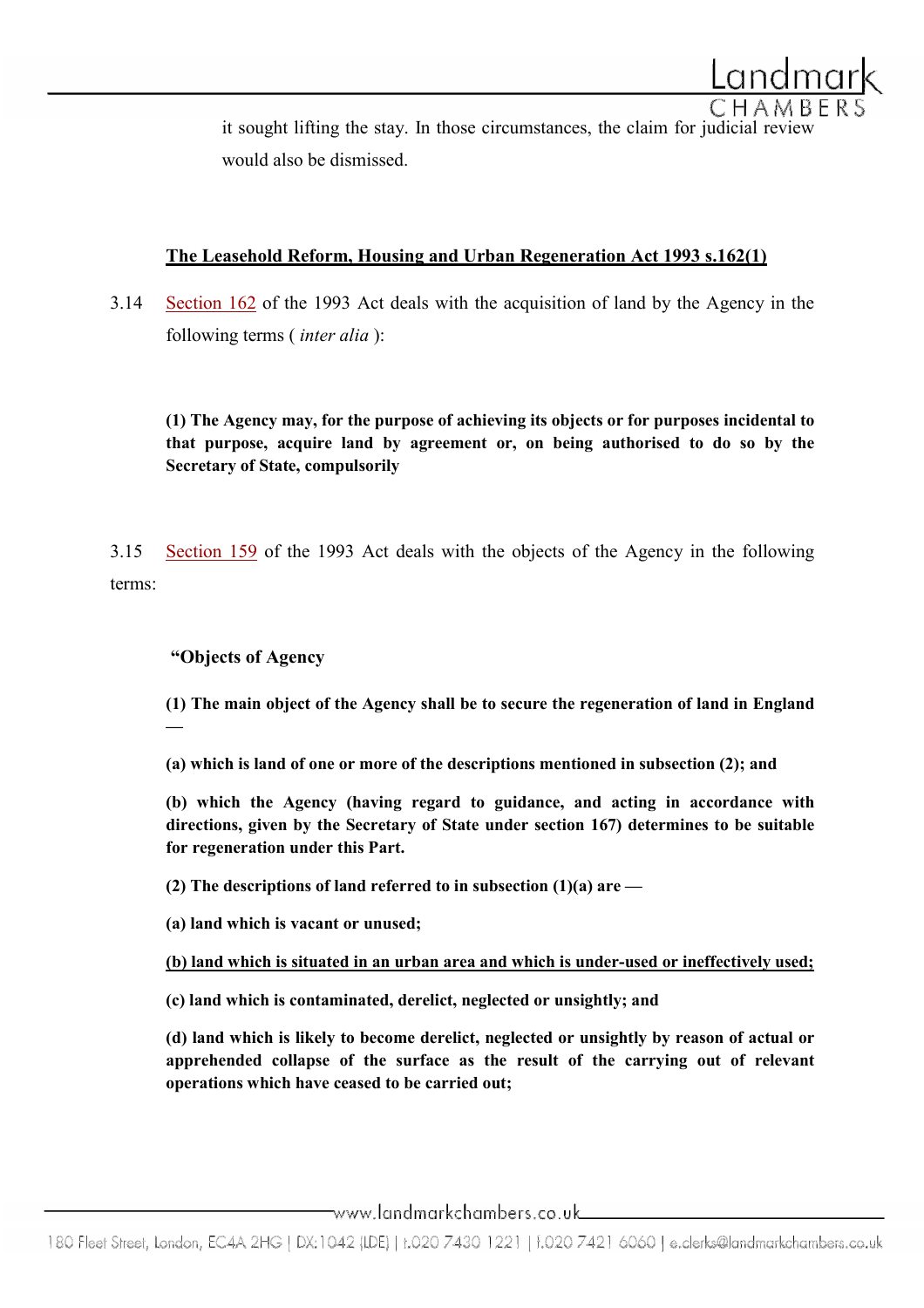it sought lifting the stay. In those circumstances, the claim for judicial review would also be dismissed.

**The Leasehold Reform, Housing and Urban Regeneration Act 1993 s.162(1)**

3.14 Section 162 of the 1993 Act deals with the acquisition of land by the Agency in the following terms ( *inter alia* ):

**(1) The Agency may, for the purpose of achieving its objects or for purposes incidental to that purpose, acquire land by agreement or, on being authorised to do so by the Secretary of State, compulsorily**

3.15 Section 159 of the 1993 Act deals with the objects of the Agency in the following terms:

**"Objects of Agency**

**(1) The main object of the Agency shall be to secure the regeneration of land in England —**

**(a) which is land of one or more of the descriptions mentioned in subsection (2); and**

**(b) which the Agency (having regard to guidance, and acting in accordance with directions, given by the Secretary of State under section 167) determines to be suitable for regeneration under this Part.**

**(2) The descriptions of land referred to in subsection (1)(a) are —**

**(a) land which is vacant or unused;**

<u>**(b) land which is situated in an urban area and which is under-used or ineffectively used;**</u>

**(c) land which is contaminated, derelict, neglected or unsightly; and**

**(d) land which is likely to become derelict, neglected or unsightly by reason of actual or apprehended collapse of the surface as the result of the carrying out of relevant operations which have ceased to be carried out;**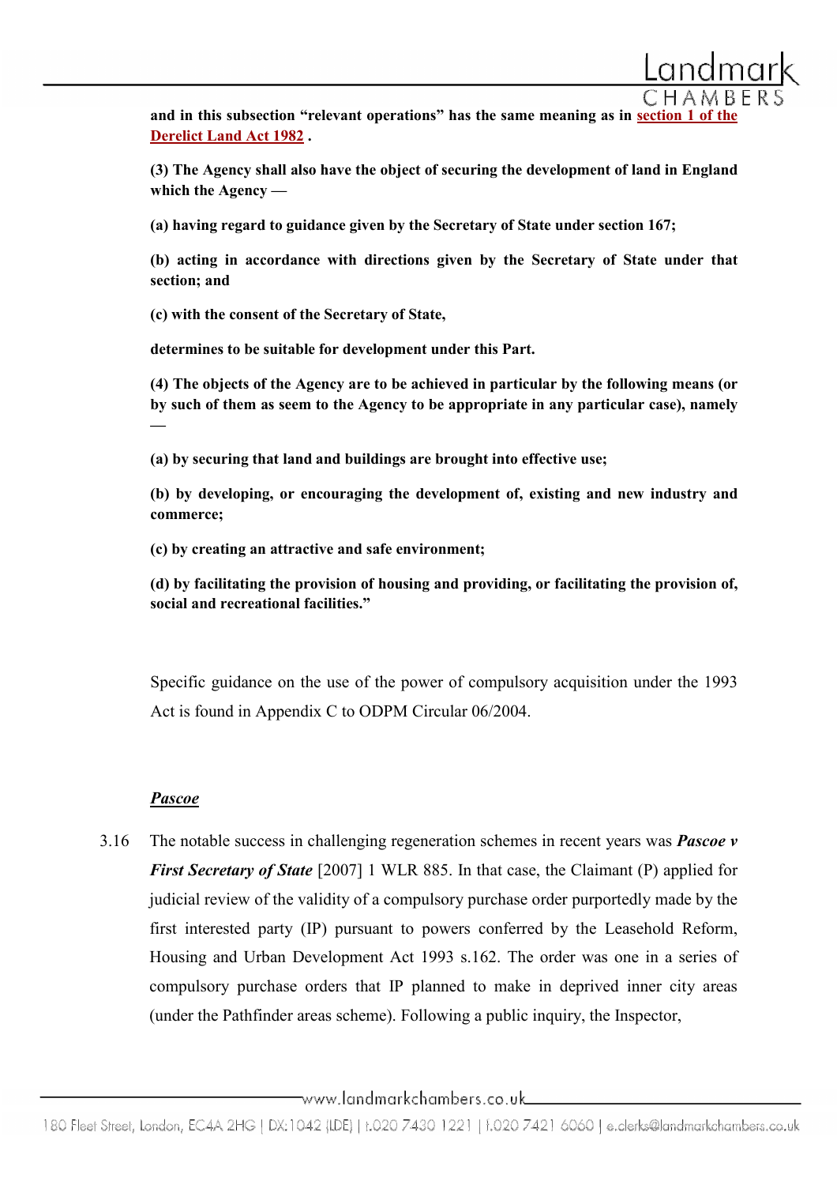**and in this subsection "relevant operations" has the same meaning as in section 1 of the Derelict Land Act 1982 .**

**(3) The Agency shall also have the object of securing the development of land in England which the Agency —**

**(a) having regard to guidance given by the Secretary of State under section 167;**

**(b) acting in accordance with directions given by the Secretary of State under that section; and**

**(c) with the consent of the Secretary of State,**

**determines to be suitable for development under this Part.**

**(4) The objects of the Agency are to be achieved in particular by the following means (or by such of them as seem to the Agency to be appropriate in any particular case), namely —**

**(a) by securing that land and buildings are brought into effective use;**

**(b) by developing, or encouraging the development of, existing and new industry and commerce;**

**(c) by creating an attractive and safe environment;**

**(d) by facilitating the provision of housing and providing, or facilitating the provision of, social and recreational facilities."**

Specific guidance on the use of the power of compulsory acquisition under the 1993 Act is found in Appendix C to ODPM Circular 06/2004.

***Pascoe***

3.16 The notable success in challenging regeneration schemes in recent years was ***Pascoe v First Secretary of State*** [2007] 1 WLR 885. In that case, the Claimant (P) applied for judicial review of the validity of a compulsory purchase order purportedly made by the first interested party (IP) pursuant to powers conferred by the Leasehold Reform, Housing and Urban Development Act 1993 s.162. The order was one in a series of compulsory purchase orders that IP planned to make in deprived inner city areas (under the Pathfinder areas scheme). Following a public inquiry, the Inspector,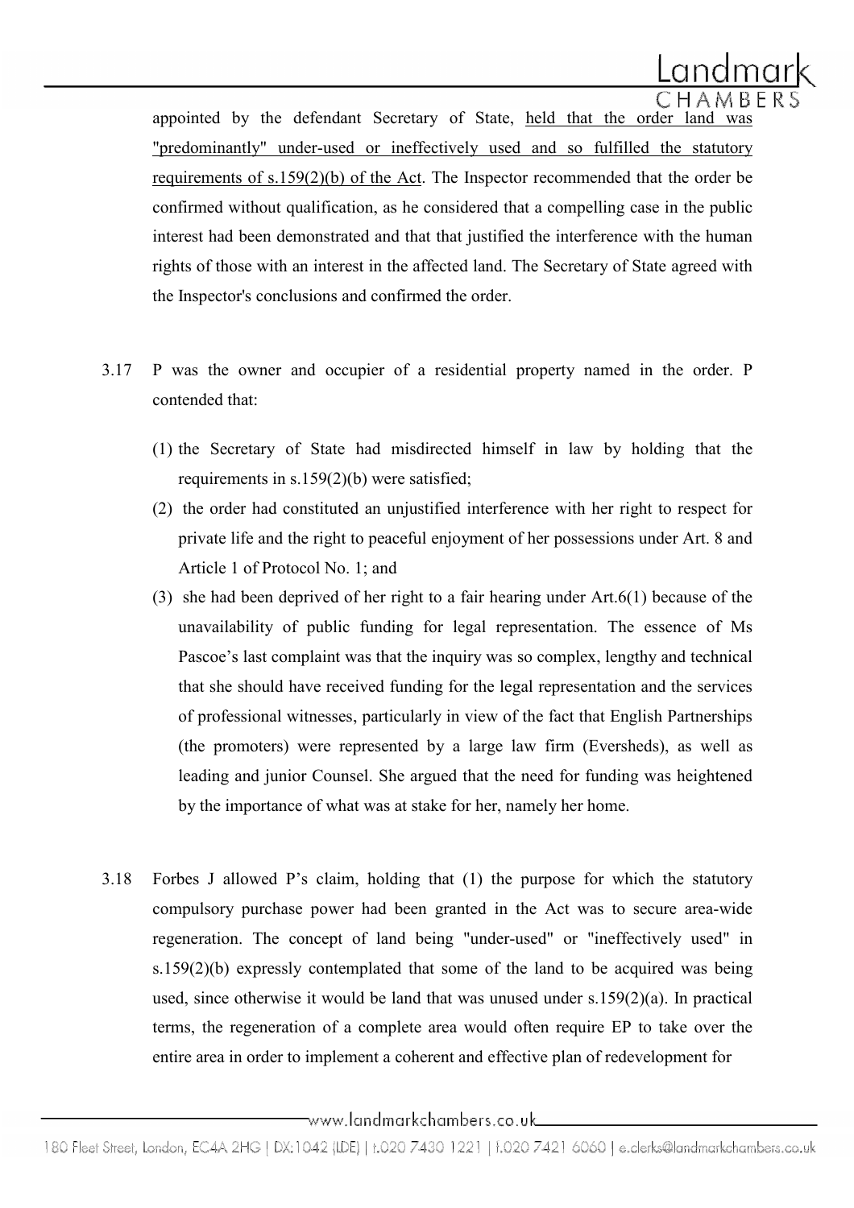appointed by the defendant Secretary of State, <u>held that the order land was "predominantly" under-used or ineffectively used and so fulfilled the statutory requirements of s.159(2)(b) of the Act</u>. The Inspector recommended that the order be confirmed without qualification, as he considered that a compelling case in the public interest had been demonstrated and that that justified the interference with the human rights of those with an interest in the affected land. The Secretary of State agreed with the Inspector's conclusions and confirmed the order.

3.17 P was the owner and occupier of a residential property named in the order. P contended that:

(1) the Secretary of State had misdirected himself in law by holding that the requirements in s.159(2)(b) were satisfied;

(2) the order had constituted an unjustified interference with her right to respect for private life and the right to peaceful enjoyment of her possessions under Art. 8 and Article 1 of Protocol No. 1; and

(3) she had been deprived of her right to a fair hearing under Art.6(1) because of the unavailability of public funding for legal representation. The essence of Ms Pascoe's last complaint was that the inquiry was so complex, lengthy and technical that she should have received funding for the legal representation and the services of professional witnesses, particularly in view of the fact that English Partnerships (the promoters) were represented by a large law firm (Eversheds), as well as leading and junior Counsel. She argued that the need for funding was heightened by the importance of what was at stake for her, namely her home.

3.18 Forbes J allowed P's claim, holding that (1) the purpose for which the statutory compulsory purchase power had been granted in the Act was to secure area-wide regeneration. The concept of land being "under-used" or "ineffectively used" in s.159(2)(b) expressly contemplated that some of the land to be acquired was being used, since otherwise it would be land that was unused under s.159(2)(a). In practical terms, the regeneration of a complete area would often require EP to take over the entire area in order to implement a coherent and effective plan of redevelopment for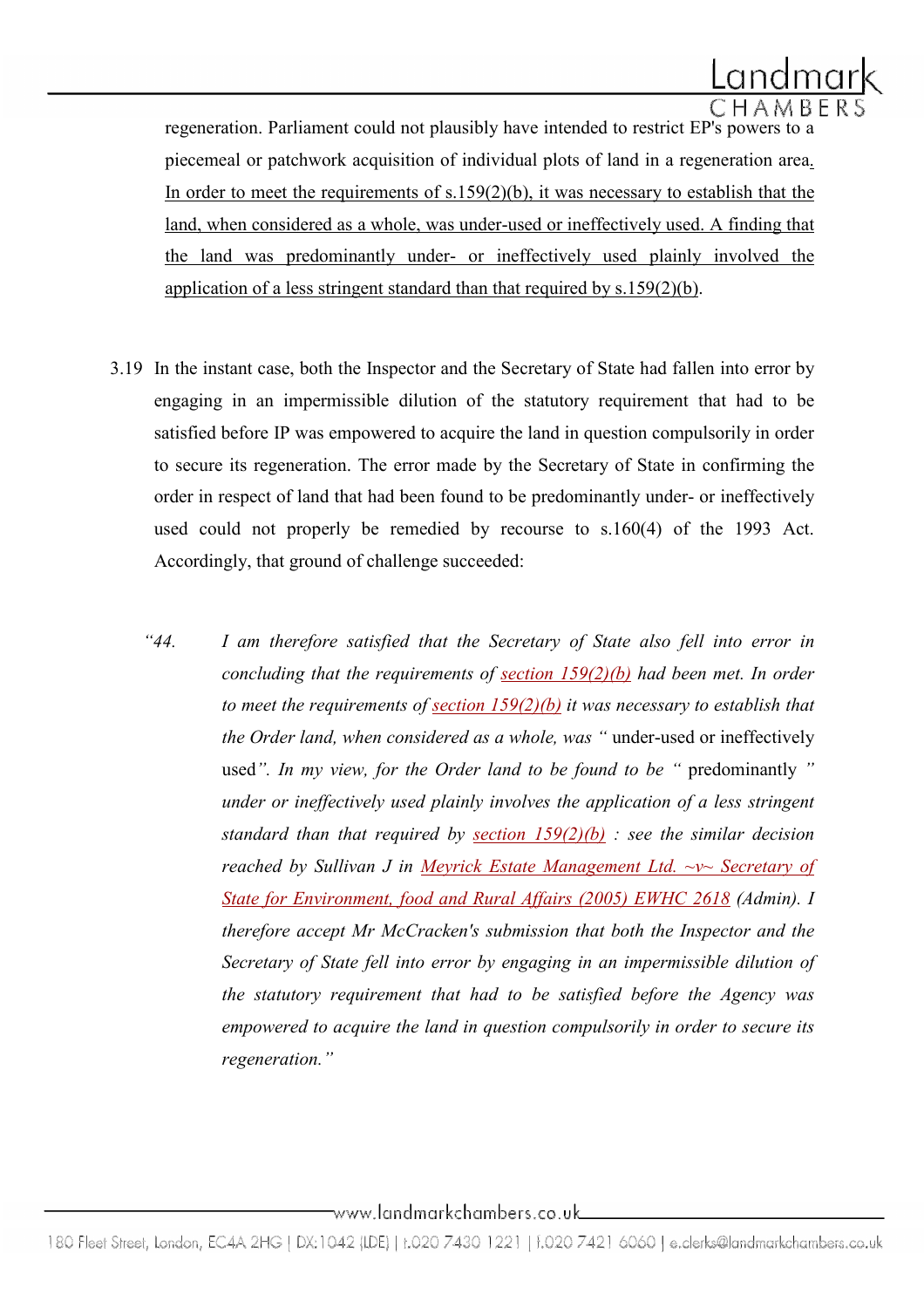regeneration. Parliament could not plausibly have intended to restrict EP's powers to a piecemeal or patchwork acquisition of individual plots of land in a regeneration area. <u>In order to meet the requirements of s.159(2)(b), it was necessary to establish that the land, when considered as a whole, was under-used or ineffectively used. A finding that the land was predominantly under- or ineffectively used plainly involved the application of a less stringent standard than that required by s.159(2)(b).</u>

3.19 In the instant case, both the Inspector and the Secretary of State had fallen into error by engaging in an impermissible dilution of the statutory requirement that had to be satisfied before IP was empowered to acquire the land in question compulsorily in order to secure its regeneration. The error made by the Secretary of State in confirming the order in respect of land that had been found to be predominantly under- or ineffectively used could not properly be remedied by recourse to s.160(4) of the 1993 Act. Accordingly, that ground of challenge succeeded:

> "44. *I am therefore satisfied that the Secretary of State also fell into error in concluding that the requirements of section 159(2)(b) had been met. In order to meet the requirements of section 159(2)(b) it was necessary to establish that the Order land, when considered as a whole, was "* under-used or ineffectively used*". In my view, for the Order land to be found to be "* predominantly *" under or ineffectively used plainly involves the application of a less stringent standard than that required by section 159(2)(b) : see the similar decision reached by Sullivan J in Meyrick Estate Management Ltd. ~v~ Secretary of State for Environment, food and Rural Affairs (2005) EWHC 2618 (Admin). I therefore accept Mr McCracken's submission that both the Inspector and the Secretary of State fell into error by engaging in an impermissible dilution of the statutory requirement that had to be satisfied before the Agency was empowered to acquire the land in question compulsorily in order to secure its regeneration."*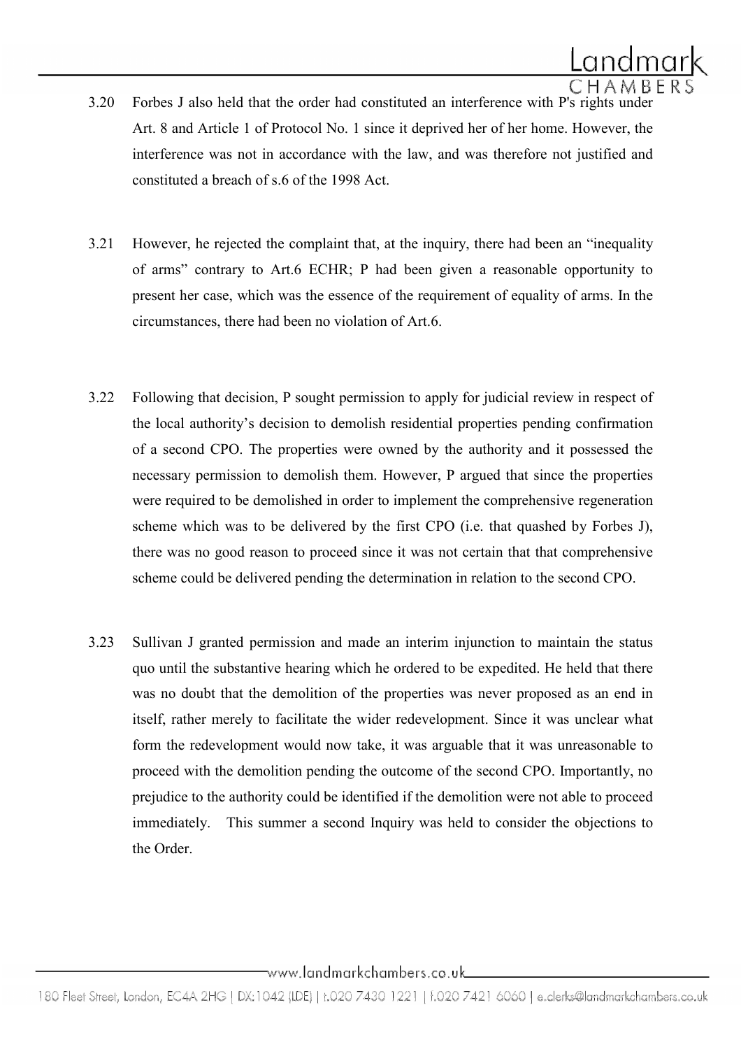3.20 Forbes J also held that the order had constituted an interference with P's rights under Art. 8 and Article 1 of Protocol No. 1 since it deprived her of her home. However, the interference was not in accordance with the law, and was therefore not justified and constituted a breach of s.6 of the 1998 Act.

3.21 However, he rejected the complaint that, at the inquiry, there had been an "inequality of arms" contrary to Art.6 ECHR; P had been given a reasonable opportunity to present her case, which was the essence of the requirement of equality of arms. In the circumstances, there had been no violation of Art.6.

3.22 Following that decision, P sought permission to apply for judicial review in respect of the local authority's decision to demolish residential properties pending confirmation of a second CPO. The properties were owned by the authority and it possessed the necessary permission to demolish them. However, P argued that since the properties were required to be demolished in order to implement the comprehensive regeneration scheme which was to be delivered by the first CPO (i.e. that quashed by Forbes J), there was no good reason to proceed since it was not certain that that comprehensive scheme could be delivered pending the determination in relation to the second CPO.

3.23 Sullivan J granted permission and made an interim injunction to maintain the status quo until the substantive hearing which he ordered to be expedited. He held that there was no doubt that the demolition of the properties was never proposed as an end in itself, rather merely to facilitate the wider redevelopment. Since it was unclear what form the redevelopment would now take, it was arguable that it was unreasonable to proceed with the demolition pending the outcome of the second CPO. Importantly, no prejudice to the authority could be identified if the demolition were not able to proceed immediately. This summer a second Inquiry was held to consider the objections to the Order.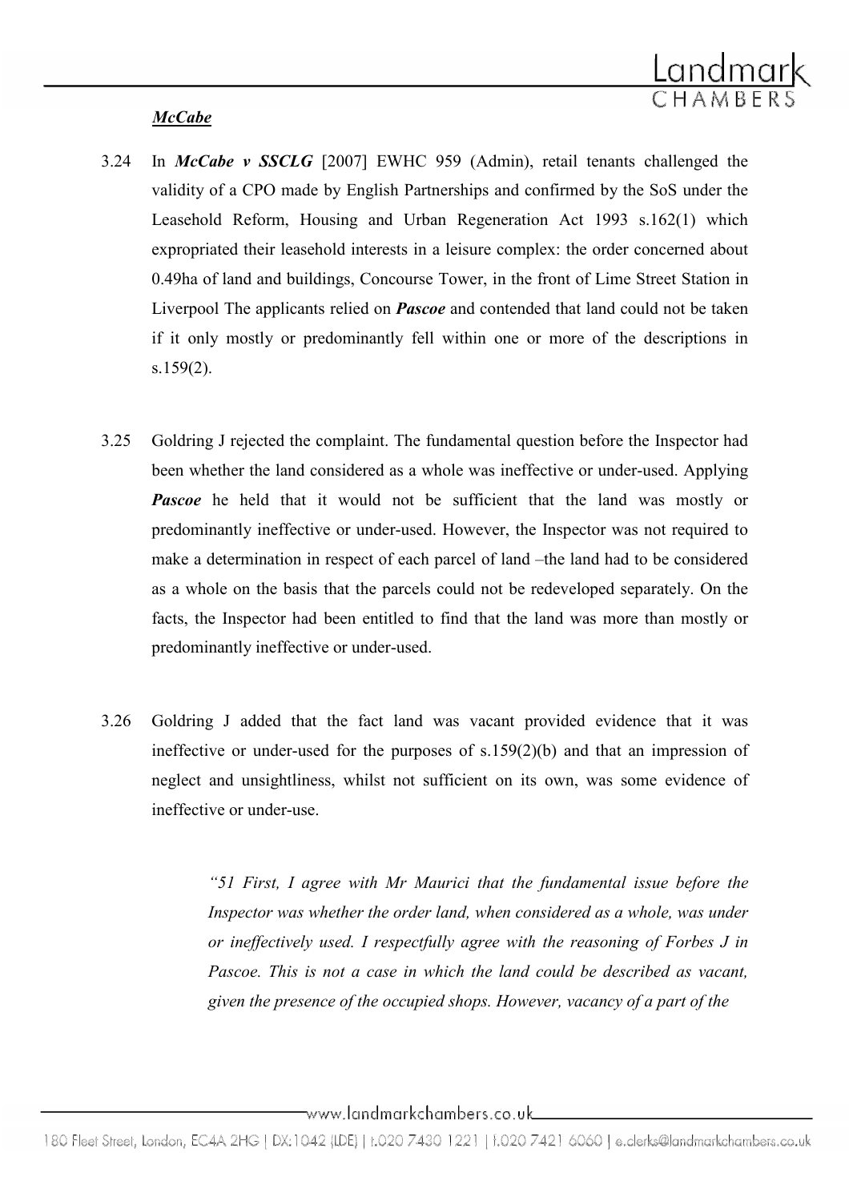***McCabe***

3.24 In ***McCabe v SSCLG*** [2007] EWHC 959 (Admin), retail tenants challenged the validity of a CPO made by English Partnerships and confirmed by the SoS under the Leasehold Reform, Housing and Urban Regeneration Act 1993 s.162(1) which expropriated their leasehold interests in a leisure complex: the order concerned about 0.49ha of land and buildings, Concourse Tower, in the front of Lime Street Station in Liverpool The applicants relied on ***Pascoe*** and contended that land could not be taken if it only mostly or predominantly fell within one or more of the descriptions in s.159(2).

3.25 Goldring J rejected the complaint. The fundamental question before the Inspector had been whether the land considered as a whole was ineffective or under-used. Applying ***Pascoe*** he held that it would not be sufficient that the land was mostly or predominantly ineffective or under-used. However, the Inspector was not required to make a determination in respect of each parcel of land –the land had to be considered as a whole on the basis that the parcels could not be redeveloped separately. On the facts, the Inspector had been entitled to find that the land was more than mostly or predominantly ineffective or under-used.

3.26 Goldring J added that the fact land was vacant provided evidence that it was ineffective or under-used for the purposes of s.159(2)(b) and that an impression of neglect and unsightliness, whilst not sufficient on its own, was some evidence of ineffective or under-use.

> *"51 First, I agree with Mr Maurici that the fundamental issue before the Inspector was whether the order land, when considered as a whole, was under or ineffectively used. I respectfully agree with the reasoning of Forbes J in Pascoe. This is not a case in which the land could be described as vacant, given the presence of the occupied shops. However, vacancy of a part of the*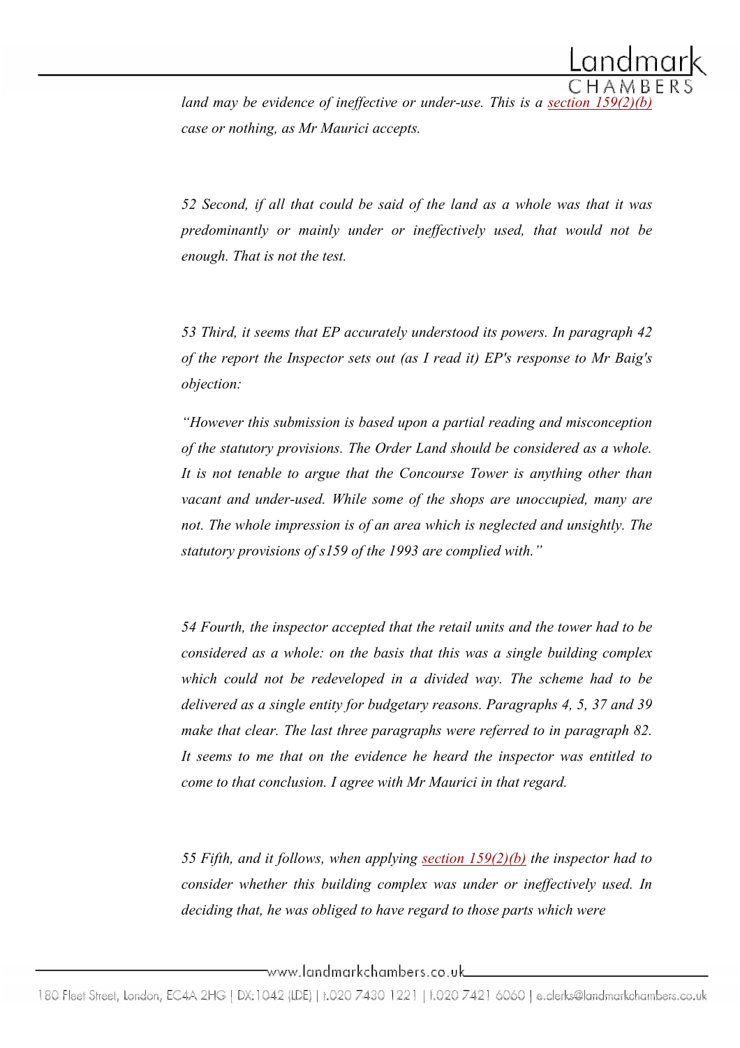*land may be evidence of ineffective or under-use. This is a section 159(2)(b) case or nothing, as Mr Maurici accepts.*

*52 Second, if all that could be said of the land as a whole was that it was predominantly or mainly under or ineffectively used, that would not be enough. That is not the test.*

*53 Third, it seems that EP accurately understood its powers. In paragraph 42 of the report the Inspector sets out (as I read it) EP's response to Mr Baig's objection:*

*"However this submission is based upon a partial reading and misconception of the statutory provisions. The Order Land should be considered as a whole. It is not tenable to argue that the Concourse Tower is anything other than vacant and under-used. While some of the shops are unoccupied, many are not. The whole impression is of an area which is neglected and unsightly. The statutory provisions of s159 of the 1993 are complied with."*

*54 Fourth, the inspector accepted that the retail units and the tower had to be considered as a whole: on the basis that this was a single building complex which could not be redeveloped in a divided way. The scheme had to be delivered as a single entity for budgetary reasons. Paragraphs 4, 5, 37 and 39 make that clear. The last three paragraphs were referred to in paragraph 82. It seems to me that on the evidence he heard the inspector was entitled to come to that conclusion. I agree with Mr Maurici in that regard.*

*55 Fifth, and it follows, when applying section 159(2)(b) the inspector had to consider whether this building complex was under or ineffectively used. In deciding that, he was obliged to have regard to those parts which were*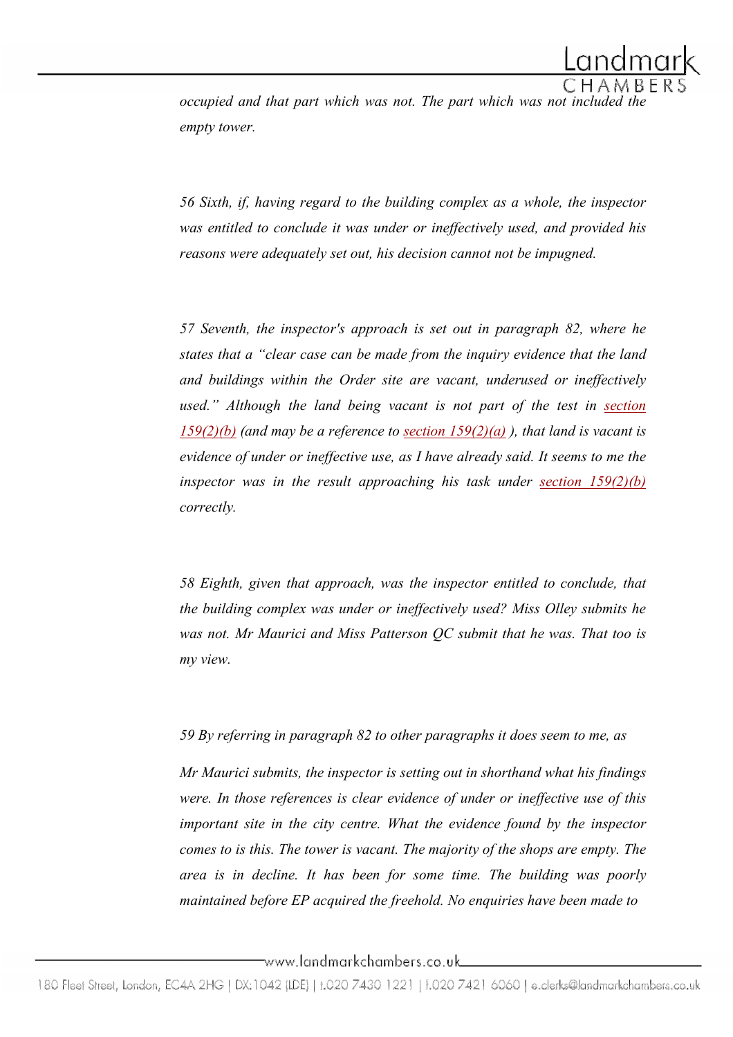*occupied and that part which was not. The part which was not included the empty tower.*

*56 Sixth, if, having regard to the building complex as a whole, the inspector was entitled to conclude it was under or ineffectively used, and provided his reasons were adequately set out, his decision cannot not be impugned.*

*57 Seventh, the inspector's approach is set out in paragraph 82, where he states that a "clear case can be made from the inquiry evidence that the land and buildings within the Order site are vacant, underused or ineffectively used." Although the land being vacant is not part of the test in section 159(2)(b) (and may be a reference to section 159(2)(a) ), that land is vacant is evidence of under or ineffective use, as I have already said. It seems to me the inspector was in the result approaching his task under section 159(2)(b) correctly.*

*58 Eighth, given that approach, was the inspector entitled to conclude, that the building complex was under or ineffectively used? Miss Olley submits he was not. Mr Maurici and Miss Patterson QC submit that he was. That too is my view.*

*59 By referring in paragraph 82 to other paragraphs it does seem to me, as Mr Maurici submits, the inspector is setting out in shorthand what his findings were. In those references is clear evidence of under or ineffective use of this important site in the city centre. What the evidence found by the inspector comes to is this. The tower is vacant. The majority of the shops are empty. The area is in decline. It has been for some time. The building was poorly maintained before EP acquired the freehold. No enquiries have been made to*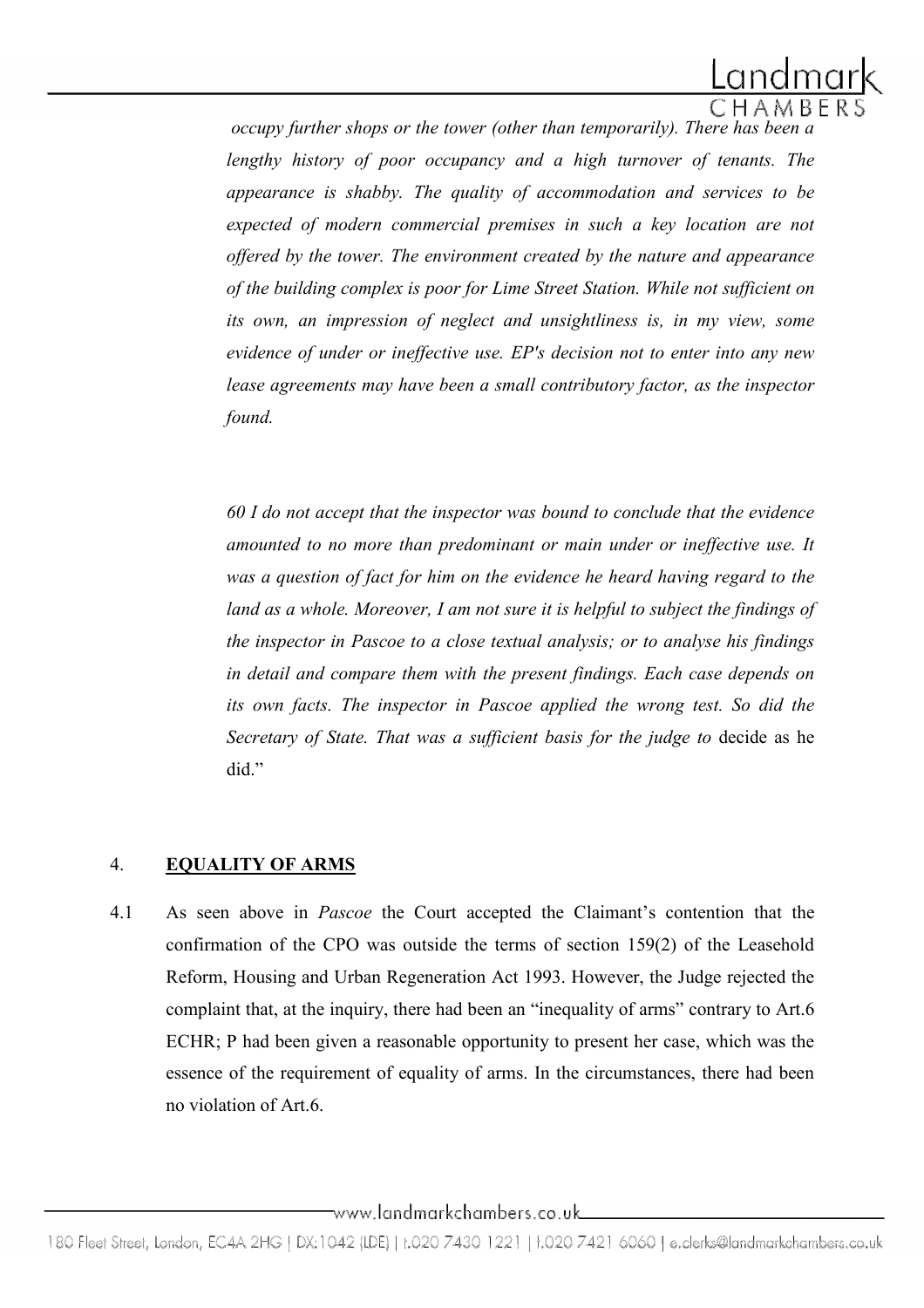*occupy further shops or the tower (other than temporarily). There has been a lengthy history of poor occupancy and a high turnover of tenants. The appearance is shabby. The quality of accommodation and services to be expected of modern commercial premises in such a key location are not offered by the tower. The environment created by the nature and appearance of the building complex is poor for Lime Street Station. While not sufficient on its own, an impression of neglect and unsightliness is, in my view, some evidence of under or ineffective use. EP's decision not to enter into any new lease agreements may have been a small contributory factor, as the inspector found.*

*60 I do not accept that the inspector was bound to conclude that the evidence amounted to no more than predominant or main under or ineffective use. It was a question of fact for him on the evidence he heard having regard to the land as a whole. Moreover, I am not sure it is helpful to subject the findings of the inspector in Pascoe to a close textual analysis; or to analyse his findings in detail and compare them with the present findings. Each case depends on its own facts. The inspector in Pascoe applied the wrong test. So did the Secretary of State. That was a sufficient basis for the judge to* decide as he did."

## 4. EQUALITY OF ARMS

4.1 As seen above in *Pascoe* the Court accepted the Claimant's contention that the confirmation of the CPO was outside the terms of section 159(2) of the Leasehold Reform, Housing and Urban Regeneration Act 1993. However, the Judge rejected the complaint that, at the inquiry, there had been an "inequality of arms" contrary to Art.6 ECHR; P had been given a reasonable opportunity to present her case, which was the essence of the requirement of equality of arms. In the circumstances, there had been no violation of Art.6.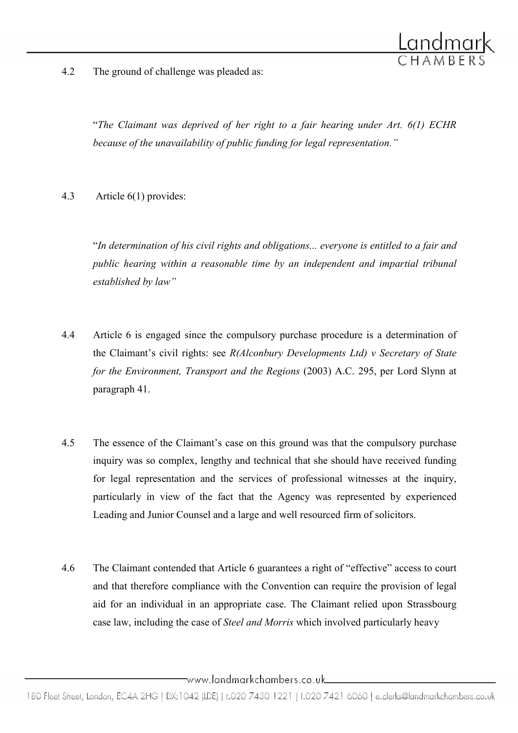4.2 The ground of challenge was pleaded as:

> "*The Claimant was deprived of her right to a fair hearing under Art. 6(1) ECHR because of the unavailability of public funding for legal representation.*"

4.3 Article 6(1) provides:

> "*In determination of his civil rights and obligations... everyone is entitled to a fair and public hearing within a reasonable time by an independent and impartial tribunal established by law*"

4.4 Article 6 is engaged since the compulsory purchase procedure is a determination of the Claimant's civil rights: see *R(Alconbury Developments Ltd) v Secretary of State for the Environment, Transport and the Regions* (2003) A.C. 295, per Lord Slynn at paragraph 41.

4.5 The essence of the Claimant's case on this ground was that the compulsory purchase inquiry was so complex, lengthy and technical that she should have received funding for legal representation and the services of professional witnesses at the inquiry, particularly in view of the fact that the Agency was represented by experienced Leading and Junior Counsel and a large and well resourced firm of solicitors.

4.6 The Claimant contended that Article 6 guarantees a right of "effective" access to court and that therefore compliance with the Convention can require the provision of legal aid for an individual in an appropriate case. The Claimant relied upon Strassbourg case law, including the case of *Steel and Morris* which involved particularly heavy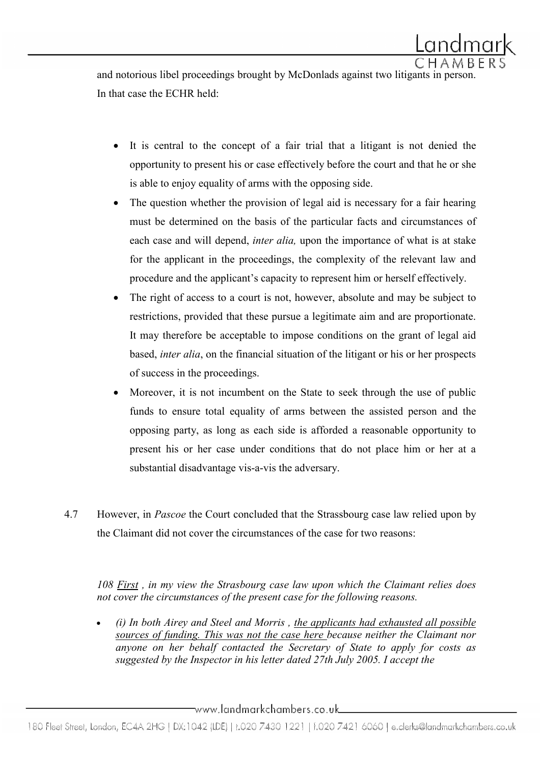and notorious libel proceedings brought by McDonlads against two litigants in person. In that case the ECHR held:

- It is central to the concept of a fair trial that a litigant is not denied the opportunity to present his or case effectively before the court and that he or she is able to enjoy equality of arms with the opposing side.
- The question whether the provision of legal aid is necessary for a fair hearing must be determined on the basis of the particular facts and circumstances of each case and will depend, *inter alia,* upon the importance of what is at stake for the applicant in the proceedings, the complexity of the relevant law and procedure and the applicant's capacity to represent him or herself effectively.
- The right of access to a court is not, however, absolute and may be subject to restrictions, provided that these pursue a legitimate aim and are proportionate. It may therefore be acceptable to impose conditions on the grant of legal aid based, *inter alia*, on the financial situation of the litigant or his or her prospects of success in the proceedings.
- Moreover, it is not incumbent on the State to seek through the use of public funds to ensure total equality of arms between the assisted person and the opposing party, as long as each side is afforded a reasonable opportunity to present his or her case under conditions that do not place him or her at a substantial disadvantage vis-a-vis the adversary.

4.7 However, in *Pascoe* the Court concluded that the Strassbourg case law relied upon by the Claimant did not cover the circumstances of the case for two reasons:

*108 <u>First</u> , in my view the Strasbourg case law upon which the Claimant relies does not cover the circumstances of the present case for the following reasons.*

- *(i) In both Airey and Steel and Morris , <u>the applicants had exhausted all possible sources of funding. This was not the case here</u> because neither the Claimant nor anyone on her behalf contacted the Secretary of State to apply for costs as suggested by the Inspector in his letter dated 27th July 2005. I accept the*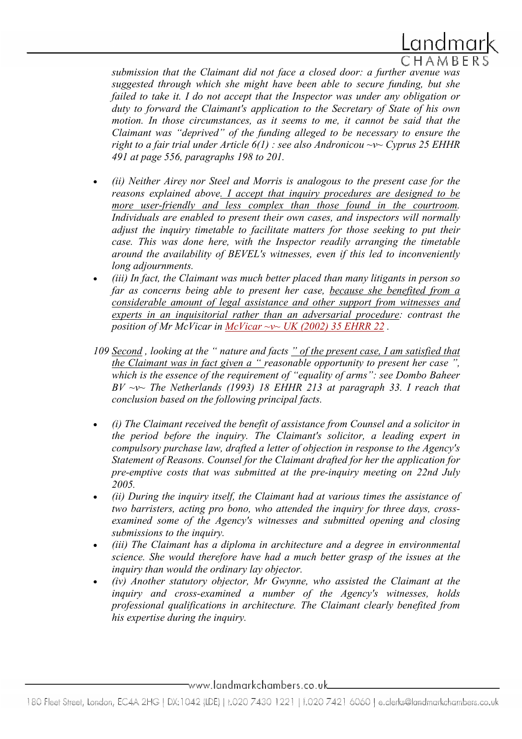*submission that the Claimant did not face a closed door: a further avenue was suggested through which she might have been able to secure funding, but she failed to take it. I do not accept that the Inspector was under any obligation or duty to forward the Claimant's application to the Secretary of State of his own motion. In those circumstances, as it seems to me, it cannot be said that the Claimant was "deprived" of the funding alleged to be necessary to ensure the right to a fair trial under Article 6(1) : see also Andronicou ~v~ Cyprus 25 EHHR 491 at page 556, paragraphs 198 to 201.*

- *(ii) Neither Airey nor Steel and Morris is analogous to the present case for the reasons explained above. I accept that inquiry procedures are designed to be more user-friendly and less complex than those found in the courtroom. Individuals are enabled to present their own cases, and inspectors will normally adjust the inquiry timetable to facilitate matters for those seeking to put their case. This was done here, with the Inspector readily arranging the timetable around the availability of BEVEL's witnesses, even if this led to inconveniently long adjournments.*
- *(iii) In fact, the Claimant was much better placed than many litigants in person so far as concerns being able to present her case, because she benefited from a considerable amount of legal assistance and other support from witnesses and experts in an inquisitorial rather than an adversarial procedure: contrast the position of Mr McVicar in McVicar ~v~ UK (2002) 35 EHRR 22 .*

*109 Second , looking at the " nature and facts " of the present case, I am satisfied that the Claimant was in fact given a " reasonable opportunity to present her case ", which is the essence of the requirement of "equality of arms": see Dombo Baheer BV ~v~ The Netherlands (1993) 18 EHHR 213 at paragraph 33. I reach that conclusion based on the following principal facts.*

- *(i) The Claimant received the benefit of assistance from Counsel and a solicitor in the period before the inquiry. The Claimant's solicitor, a leading expert in compulsory purchase law, drafted a letter of objection in response to the Agency's Statement of Reasons. Counsel for the Claimant drafted for her the application for pre-emptive costs that was submitted at the pre-inquiry meeting on 22nd July 2005.*
- *(ii) During the inquiry itself, the Claimant had at various times the assistance of two barristers, acting pro bono, who attended the inquiry for three days, cross-examined some of the Agency's witnesses and submitted opening and closing submissions to the inquiry.*
- *(iii) The Claimant has a diploma in architecture and a degree in environmental science. She would therefore have had a much better grasp of the issues at the inquiry than would the ordinary lay objector.*
- *(iv) Another statutory objector, Mr Gwynne, who assisted the Claimant at the inquiry and cross-examined a number of the Agency's witnesses, holds professional qualifications in architecture. The Claimant clearly benefited from his expertise during the inquiry.*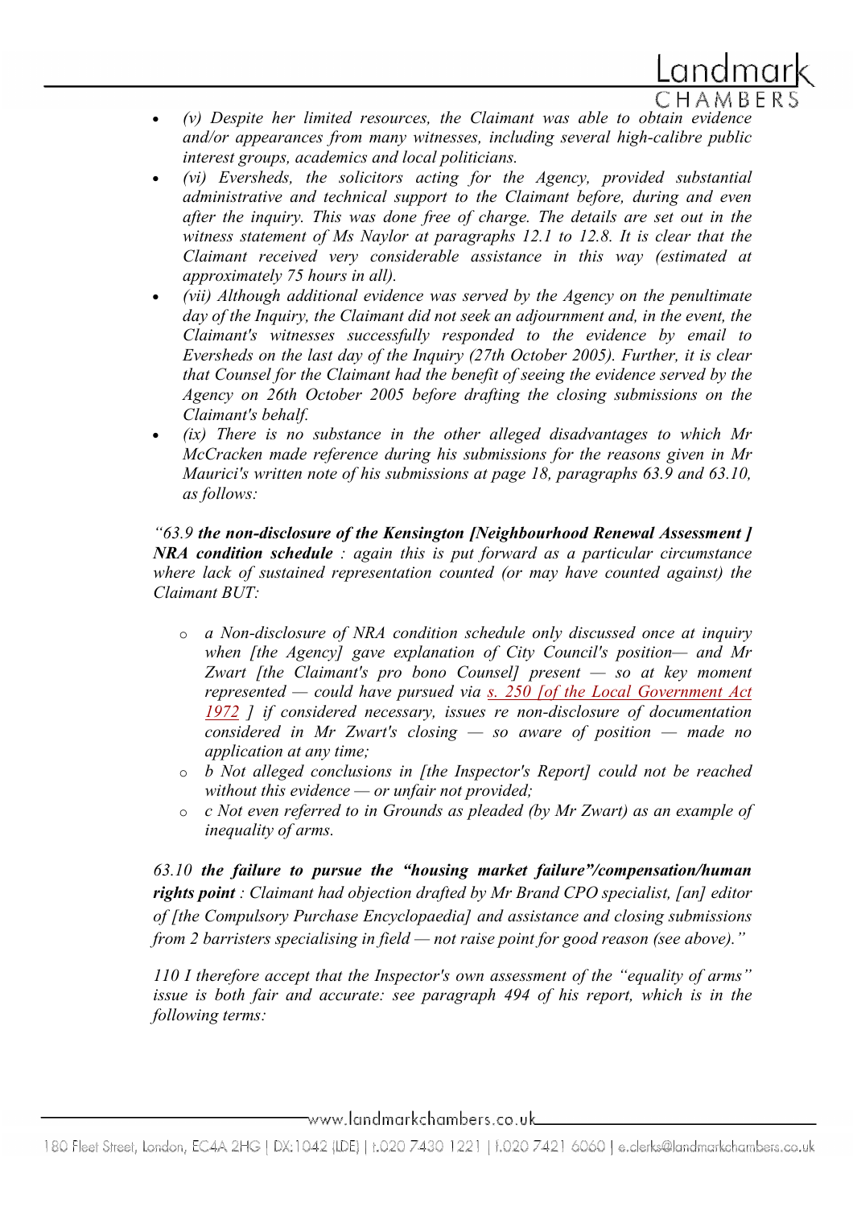- *(v) Despite her limited resources, the Claimant was able to obtain evidence and/or appearances from many witnesses, including several high-calibre public interest groups, academics and local politicians.*
- *(vi) Eversheds, the solicitors acting for the Agency, provided substantial administrative and technical support to the Claimant before, during and even after the inquiry. This was done free of charge. The details are set out in the witness statement of Ms Naylor at paragraphs 12.1 to 12.8. It is clear that the Claimant received very considerable assistance in this way (estimated at approximately 75 hours in all).*
- *(vii) Although additional evidence was served by the Agency on the penultimate day of the Inquiry, the Claimant did not seek an adjournment and, in the event, the Claimant's witnesses successfully responded to the evidence by email to Eversheds on the last day of the Inquiry (27th October 2005). Further, it is clear that Counsel for the Claimant had the benefit of seeing the evidence served by the Agency on 26th October 2005 before drafting the closing submissions on the Claimant's behalf.*
- *(ix) There is no substance in the other alleged disadvantages to which Mr McCracken made reference during his submissions for the reasons given in Mr Maurici's written note of his submissions at page 18, paragraphs 63.9 and 63.10, as follows:*

*"63.9* ***the non-disclosure of the Kensington [Neighbourhood Renewal Assessment ] NRA condition schedule*** *: again this is put forward as a particular circumstance where lack of sustained representation counted (or may have counted against) the Claimant BUT:*

- *a Non-disclosure of NRA condition schedule only discussed once at inquiry when [the Agency] gave explanation of City Council's position— and Mr Zwart [the Claimant's pro bono Counsel] present — so at key moment represented — could have pursued via s. 250 [of the Local Government Act 1972 ] if considered necessary, issues re non-disclosure of documentation considered in Mr Zwart's closing — so aware of position — made no application at any time;*
- *b Not alleged conclusions in [the Inspector's Report] could not be reached without this evidence — or unfair not provided;*
- *c Not even referred to in Grounds as pleaded (by Mr Zwart) as an example of inequality of arms.*

*63.10* ***the failure to pursue the "housing market failure"/compensation/human rights point*** *: Claimant had objection drafted by Mr Brand CPO specialist, [an] editor of [the Compulsory Purchase Encyclopaedia] and assistance and closing submissions from 2 barristers specialising in field — not raise point for good reason (see above)."*

*110 I therefore accept that the Inspector's own assessment of the "equality of arms" issue is both fair and accurate: see paragraph 494 of his report, which is in the following terms:*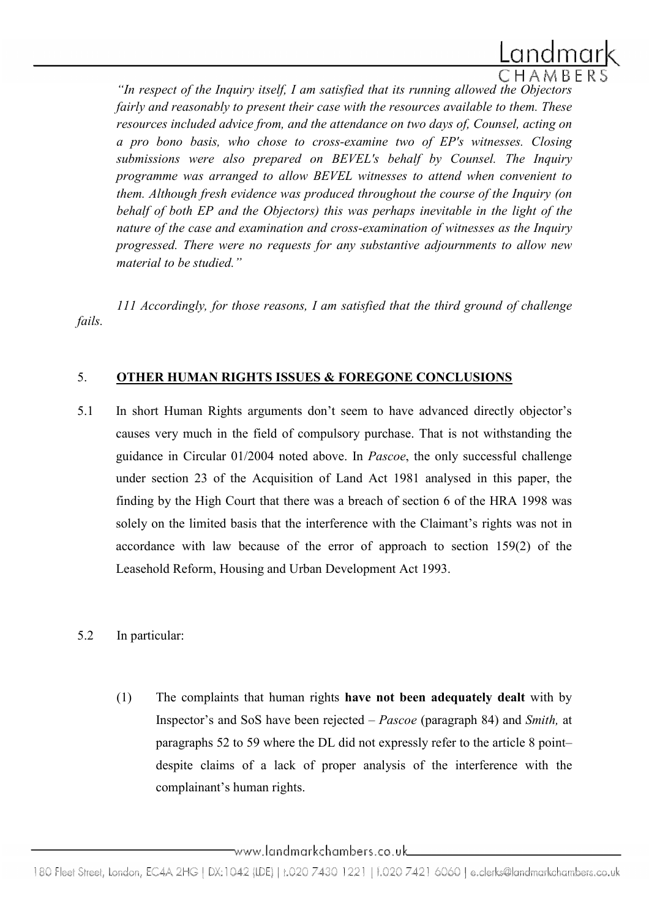*"In respect of the Inquiry itself, I am satisfied that its running allowed the Objectors fairly and reasonably to present their case with the resources available to them. These resources included advice from, and the attendance on two days of, Counsel, acting on a pro bono basis, who chose to cross-examine two of EP's witnesses. Closing submissions were also prepared on BEVEL's behalf by Counsel. The Inquiry programme was arranged to allow BEVEL witnesses to attend when convenient to them. Although fresh evidence was produced throughout the course of the Inquiry (on behalf of both EP and the Objectors) this was perhaps inevitable in the light of the nature of the case and examination and cross-examination of witnesses as the Inquiry progressed. There were no requests for any substantive adjournments to allow new material to be studied."*

*111 Accordingly, for those reasons, I am satisfied that the third ground of challenge fails.*

## 5. OTHER HUMAN RIGHTS ISSUES & FOREGONE CONCLUSIONS

5.1 In short Human Rights arguments don't seem to have advanced directly objector's causes very much in the field of compulsory purchase. That is not withstanding the guidance in Circular 01/2004 noted above. In *Pascoe*, the only successful challenge under section 23 of the Acquisition of Land Act 1981 analysed in this paper, the finding by the High Court that there was a breach of section 6 of the HRA 1998 was solely on the limited basis that the interference with the Claimant's rights was not in accordance with law because of the error of approach to section 159(2) of the Leasehold Reform, Housing and Urban Development Act 1993.

5.2 In particular:

(1) The complaints that human rights **have not been adequately dealt** with by Inspector's and SoS have been rejected – *Pascoe* (paragraph 84) and *Smith,* at paragraphs 52 to 59 where the DL did not expressly refer to the article 8 point– despite claims of a lack of proper analysis of the interference with the complainant's human rights.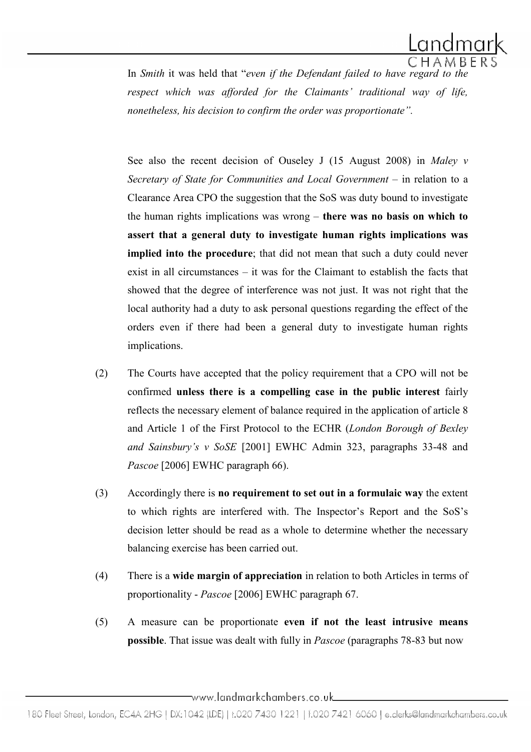In *Smith* it was held that "*even if the Defendant failed to have regard to the respect which was afforded for the Claimants' traditional way of life, nonetheless, his decision to confirm the order was proportionate"*.

See also the recent decision of Ouseley J (15 August 2008) in *Maley v Secretary of State for Communities and Local Government* – in relation to a Clearance Area CPO the suggestion that the SoS was duty bound to investigate the human rights implications was wrong – **there was no basis on which to assert that a general duty to investigate human rights implications was implied into the procedure**; that did not mean that such a duty could never exist in all circumstances – it was for the Claimant to establish the facts that showed that the degree of interference was not just. It was not right that the local authority had a duty to ask personal questions regarding the effect of the orders even if there had been a general duty to investigate human rights implications.

(2) The Courts have accepted that the policy requirement that a CPO will not be confirmed **unless there is a compelling case in the public interest** fairly reflects the necessary element of balance required in the application of article 8 and Article 1 of the First Protocol to the ECHR (*London Borough of Bexley and Sainsbury's v SoSE* [2001] EWHC Admin 323, paragraphs 33-48 and *Pascoe* [2006] EWHC paragraph 66).

(3) Accordingly there is **no requirement to set out in a formulaic way** the extent to which rights are interfered with. The Inspector's Report and the SoS's decision letter should be read as a whole to determine whether the necessary balancing exercise has been carried out.

(4) There is a **wide margin of appreciation** in relation to both Articles in terms of proportionality - *Pascoe* [2006] EWHC paragraph 67.

(5) A measure can be proportionate **even if not the least intrusive means possible**. That issue was dealt with fully in *Pascoe* (paragraphs 78-83 but now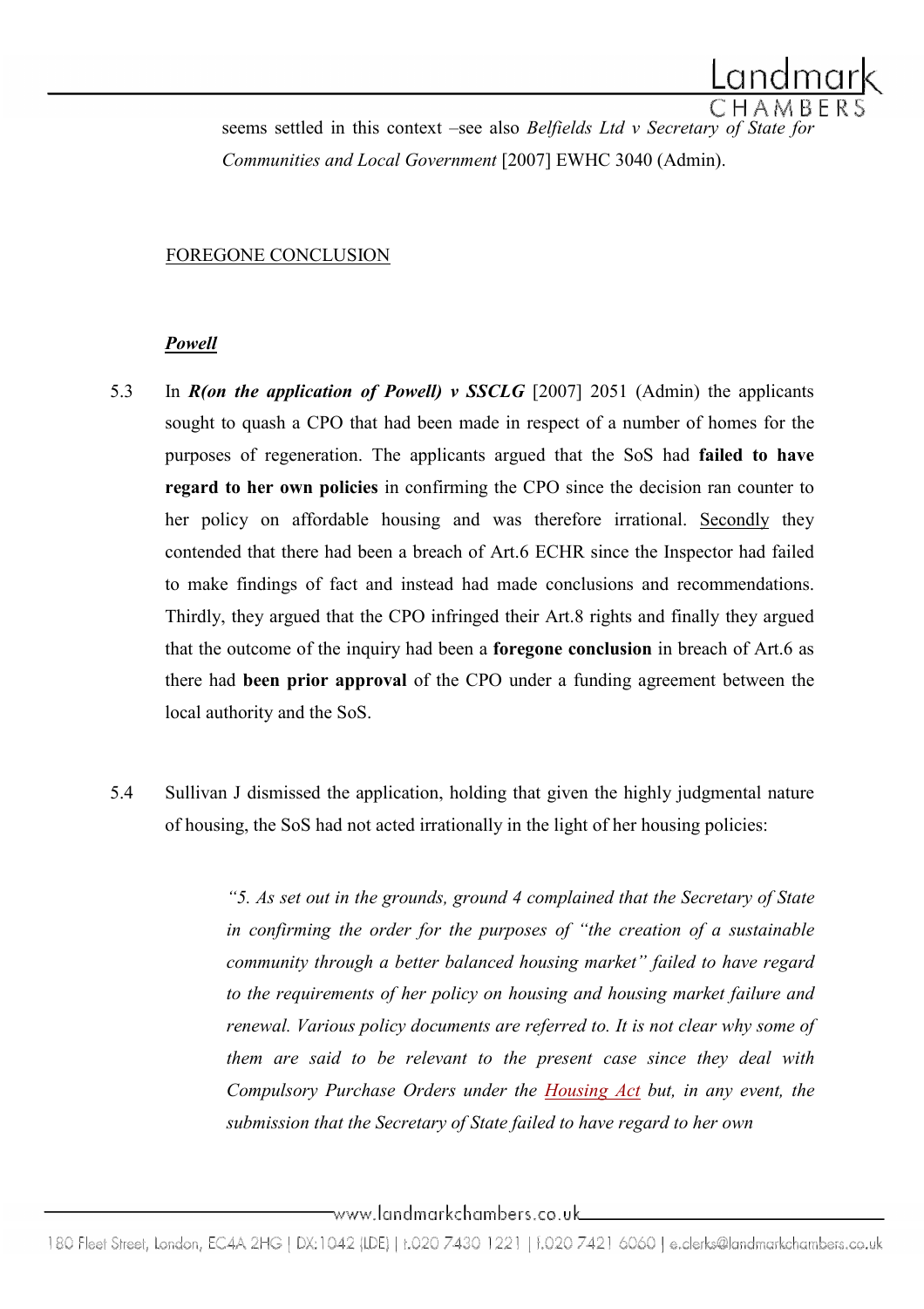seems settled in this context –see also *Belfields Ltd v Secretary of State for Communities and Local Government* [2007] EWHC 3040 (Admin).

FOREGONE CONCLUSION

***Powell***

5.3 In ***R(on the application of Powell) v SSCLG*** [2007] 2051 (Admin) the applicants sought to quash a CPO that had been made in respect of a number of homes for the purposes of regeneration. The applicants argued that the SoS had **failed to have regard to her own policies** in confirming the CPO since the decision ran counter to her policy on affordable housing and was therefore irrational. Secondly they contended that there had been a breach of Art.6 ECHR since the Inspector had failed to make findings of fact and instead had made conclusions and recommendations. Thirdly, they argued that the CPO infringed their Art.8 rights and finally they argued that the outcome of the inquiry had been a **foregone conclusion** in breach of Art.6 as there had **been prior approval** of the CPO under a funding agreement between the local authority and the SoS.

5.4 Sullivan J dismissed the application, holding that given the highly judgmental nature of housing, the SoS had not acted irrationally in the light of her housing policies:

> *"5. As set out in the grounds, ground 4 complained that the Secretary of State in confirming the order for the purposes of "the creation of a sustainable community through a better balanced housing market" failed to have regard to the requirements of her policy on housing and housing market failure and renewal. Various policy documents are referred to. It is not clear why some of them are said to be relevant to the present case since they deal with Compulsory Purchase Orders under the Housing Act but, in any event, the submission that the Secretary of State failed to have regard to her own*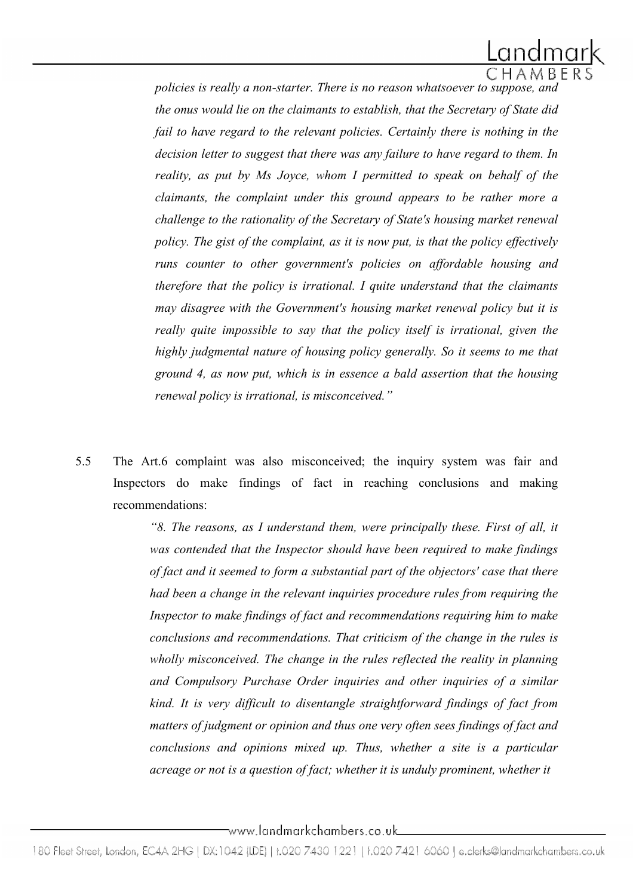*policies is really a non-starter. There is no reason whatsoever to suppose, and the onus would lie on the claimants to establish, that the Secretary of State did fail to have regard to the relevant policies. Certainly there is nothing in the decision letter to suggest that there was any failure to have regard to them. In reality, as put by Ms Joyce, whom I permitted to speak on behalf of the claimants, the complaint under this ground appears to be rather more a challenge to the rationality of the Secretary of State's housing market renewal policy. The gist of the complaint, as it is now put, is that the policy effectively runs counter to other government's policies on affordable housing and therefore that the policy is irrational. I quite understand that the claimants may disagree with the Government's housing market renewal policy but it is really quite impossible to say that the policy itself is irrational, given the highly judgmental nature of housing policy generally. So it seems to me that ground 4, as now put, which is in essence a bald assertion that the housing renewal policy is irrational, is misconceived."*

5.5 The Art.6 complaint was also misconceived; the inquiry system was fair and Inspectors do make findings of fact in reaching conclusions and making recommendations:

> *"8. The reasons, as I understand them, were principally these. First of all, it was contended that the Inspector should have been required to make findings of fact and it seemed to form a substantial part of the objectors' case that there had been a change in the relevant inquiries procedure rules from requiring the Inspector to make findings of fact and recommendations requiring him to make conclusions and recommendations. That criticism of the change in the rules is wholly misconceived. The change in the rules reflected the reality in planning and Compulsory Purchase Order inquiries and other inquiries of a similar kind. It is very difficult to disentangle straightforward findings of fact from matters of judgment or opinion and thus one very often sees findings of fact and conclusions and opinions mixed up. Thus, whether a site is a particular acreage or not is a question of fact; whether it is unduly prominent, whether it*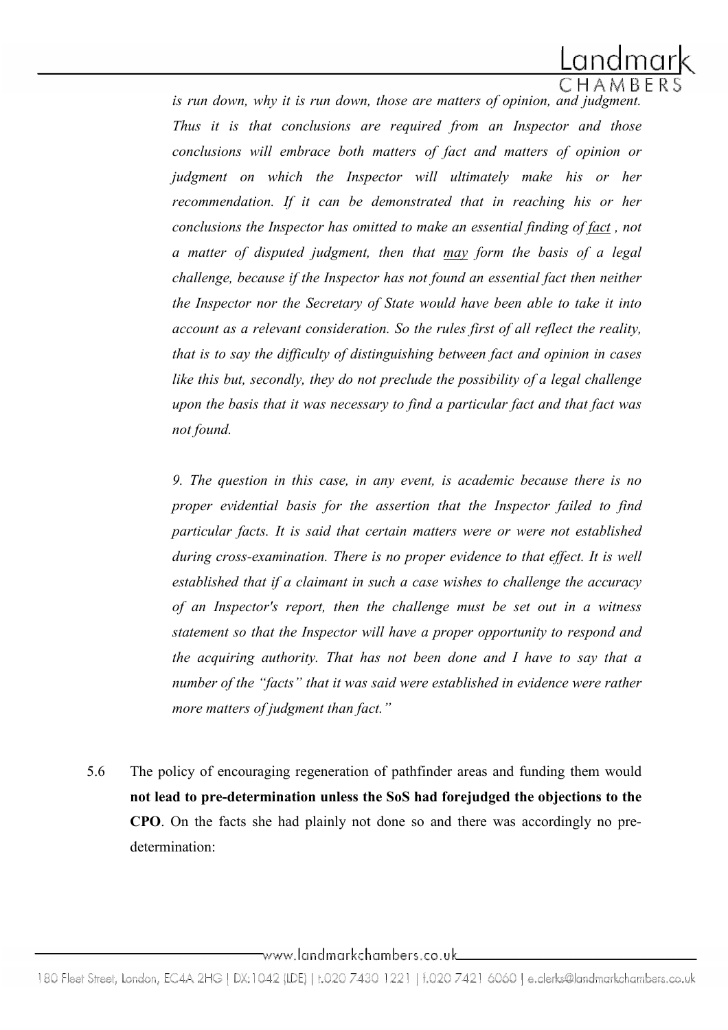*is run down, why it is run down, those are matters of opinion, and judgment. Thus it is that conclusions are required from an Inspector and those conclusions will embrace both matters of fact and matters of opinion or judgment on which the Inspector will ultimately make his or her recommendation. If it can be demonstrated that in reaching his or her conclusions the Inspector has omitted to make an essential finding of <u>fact</u> , not a matter of disputed judgment, then that <u>may</u> form the basis of a legal challenge, because if the Inspector has not found an essential fact then neither the Inspector nor the Secretary of State would have been able to take it into account as a relevant consideration. So the rules first of all reflect the reality, that is to say the difficulty of distinguishing between fact and opinion in cases like this but, secondly, they do not preclude the possibility of a legal challenge upon the basis that it was necessary to find a particular fact and that fact was not found.*

*9. The question in this case, in any event, is academic because there is no proper evidential basis for the assertion that the Inspector failed to find particular facts. It is said that certain matters were or were not established during cross-examination. There is no proper evidence to that effect. It is well established that if a claimant in such a case wishes to challenge the accuracy of an Inspector's report, then the challenge must be set out in a witness statement so that the Inspector will have a proper opportunity to respond and the acquiring authority. That has not been done and I have to say that a number of the "facts" that it was said were established in evidence were rather more matters of judgment than fact."*

5.6 The policy of encouraging regeneration of pathfinder areas and funding them would **not lead to pre-determination unless the SoS had forejudged the objections to the CPO**. On the facts she had plainly not done so and there was accordingly no pre-determination: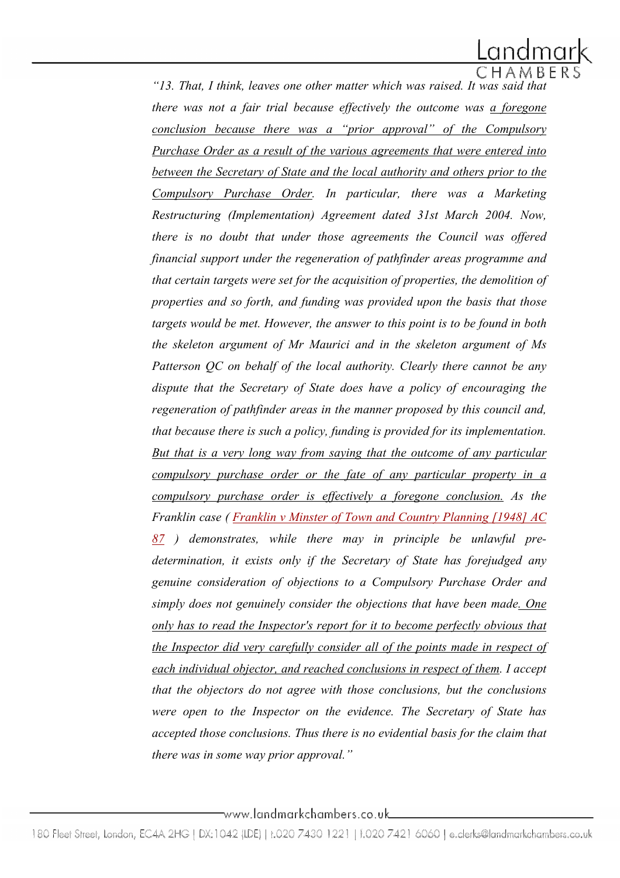*"13. That, I think, leaves one other matter which was raised. It was said that there was not a fair trial because effectively the outcome was <u>a foregone conclusion because there was a "prior approval" of the Compulsory Purchase Order as a result of the various agreements that were entered into between the Secretary of State and the local authority and others prior to the Compulsory Purchase Order</u>. In particular, there was a Marketing Restructuring (Implementation) Agreement dated 31st March 2004. Now, there is no doubt that under those agreements the Council was offered financial support under the regeneration of pathfinder areas programme and that certain targets were set for the acquisition of properties, the demolition of properties and so forth, and funding was provided upon the basis that those targets would be met. However, the answer to this point is to be found in both the skeleton argument of Mr Maurici and in the skeleton argument of Ms Patterson QC on behalf of the local authority. Clearly there cannot be any dispute that the Secretary of State does have a policy of encouraging the regeneration of pathfinder areas in the manner proposed by this council and, that because there is such a policy, funding is provided for its implementation. <u>But that is a very long way from saying that the outcome of any particular compulsory purchase order or the fate of any particular property in a compulsory purchase order is effectively a foregone conclusion.</u> As the Franklin case ( <u>Franklin v Minster of Town and Country Planning [1948] AC 87</u> ) demonstrates, while there may in principle be unlawful pre-determination, it exists only if the Secretary of State has forejudged any genuine consideration of objections to a Compulsory Purchase Order and simply does not genuinely consider the objections that have been made. <u>One only has to read the Inspector's report for it to become perfectly obvious that the Inspector did very carefully consider all of the points made in respect of each individual objector, and reached conclusions in respect of them</u>. I accept that the objectors do not agree with those conclusions, but the conclusions were open to the Inspector on the evidence. The Secretary of State has accepted those conclusions. Thus there is no evidential basis for the claim that there was in some way prior approval."*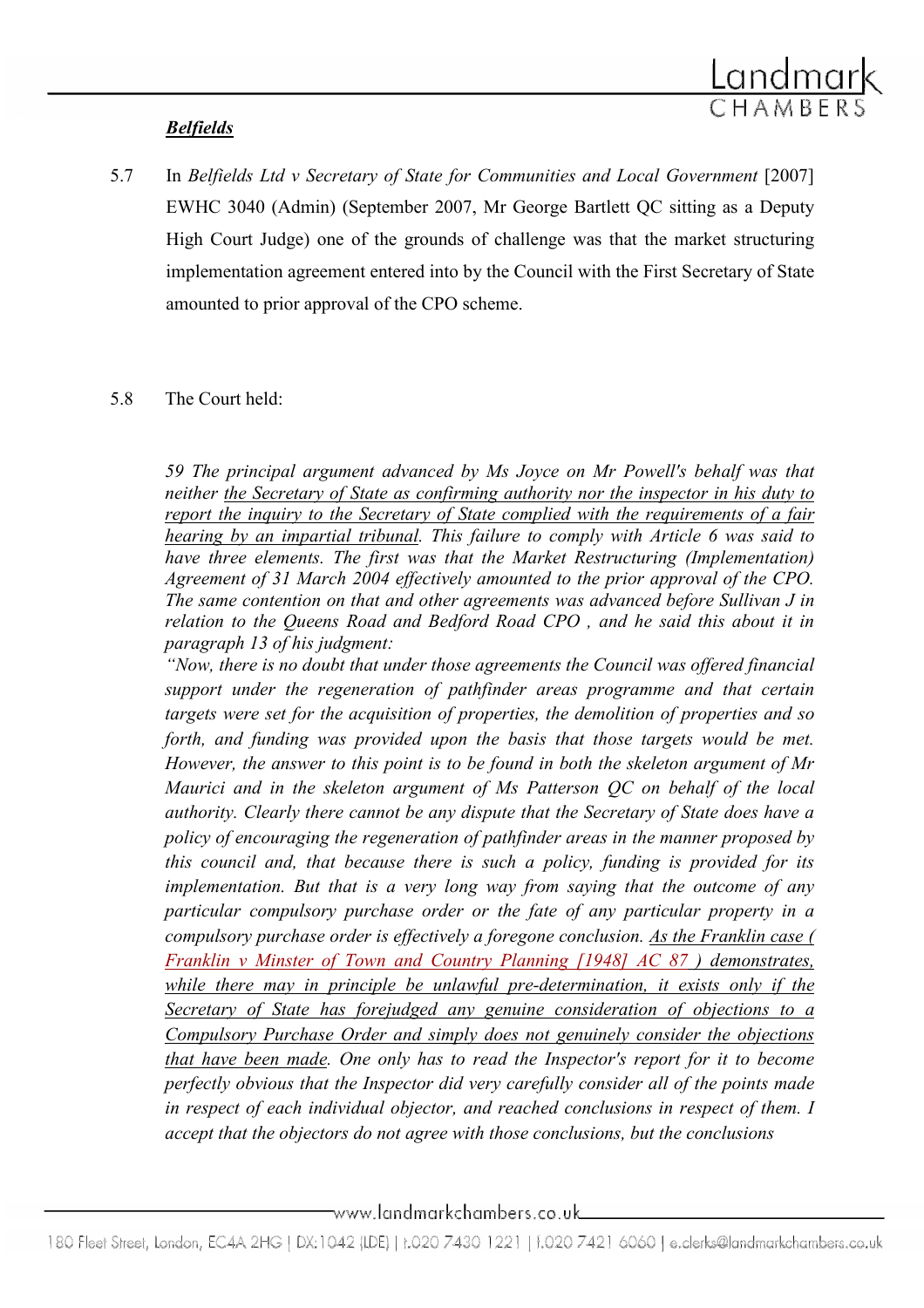***Belfields***

5.7 In *Belfields Ltd v Secretary of State for Communities and Local Government* [2007] EWHC 3040 (Admin) (September 2007, Mr George Bartlett QC sitting as a Deputy High Court Judge) one of the grounds of challenge was that the market structuring implementation agreement entered into by the Council with the First Secretary of State amounted to prior approval of the CPO scheme.

5.8 The Court held:

> *59 The principal argument advanced by Ms Joyce on Mr Powell's behalf was that neither the Secretary of State as confirming authority nor the inspector in his duty to report the inquiry to the Secretary of State complied with the requirements of a fair hearing by an impartial tribunal. This failure to comply with Article 6 was said to have three elements. The first was that the Market Restructuring (Implementation) Agreement of 31 March 2004 effectively amounted to the prior approval of the CPO. The same contention on that and other agreements was advanced before Sullivan J in relation to the Queens Road and Bedford Road CPO , and he said this about it in paragraph 13 of his judgment:*
>
> *"Now, there is no doubt that under those agreements the Council was offered financial support under the regeneration of pathfinder areas programme and that certain targets were set for the acquisition of properties, the demolition of properties and so forth, and funding was provided upon the basis that those targets would be met. However, the answer to this point is to be found in both the skeleton argument of Mr Maurici and in the skeleton argument of Ms Patterson QC on behalf of the local authority. Clearly there cannot be any dispute that the Secretary of State does have a policy of encouraging the regeneration of pathfinder areas in the manner proposed by this council and, that because there is such a policy, funding is provided for its implementation. But that is a very long way from saying that the outcome of any particular compulsory purchase order or the fate of any particular property in a compulsory purchase order is effectively a foregone conclusion. As the Franklin case ( Franklin v Minster of Town and Country Planning [1948] AC 87 ) demonstrates, while there may in principle be unlawful pre-determination, it exists only if the Secretary of State has forejudged any genuine consideration of objections to a Compulsory Purchase Order and simply does not genuinely consider the objections that have been made. One only has to read the Inspector's report for it to become perfectly obvious that the Inspector did very carefully consider all of the points made in respect of each individual objector, and reached conclusions in respect of them. I accept that the objectors do not agree with those conclusions, but the conclusions*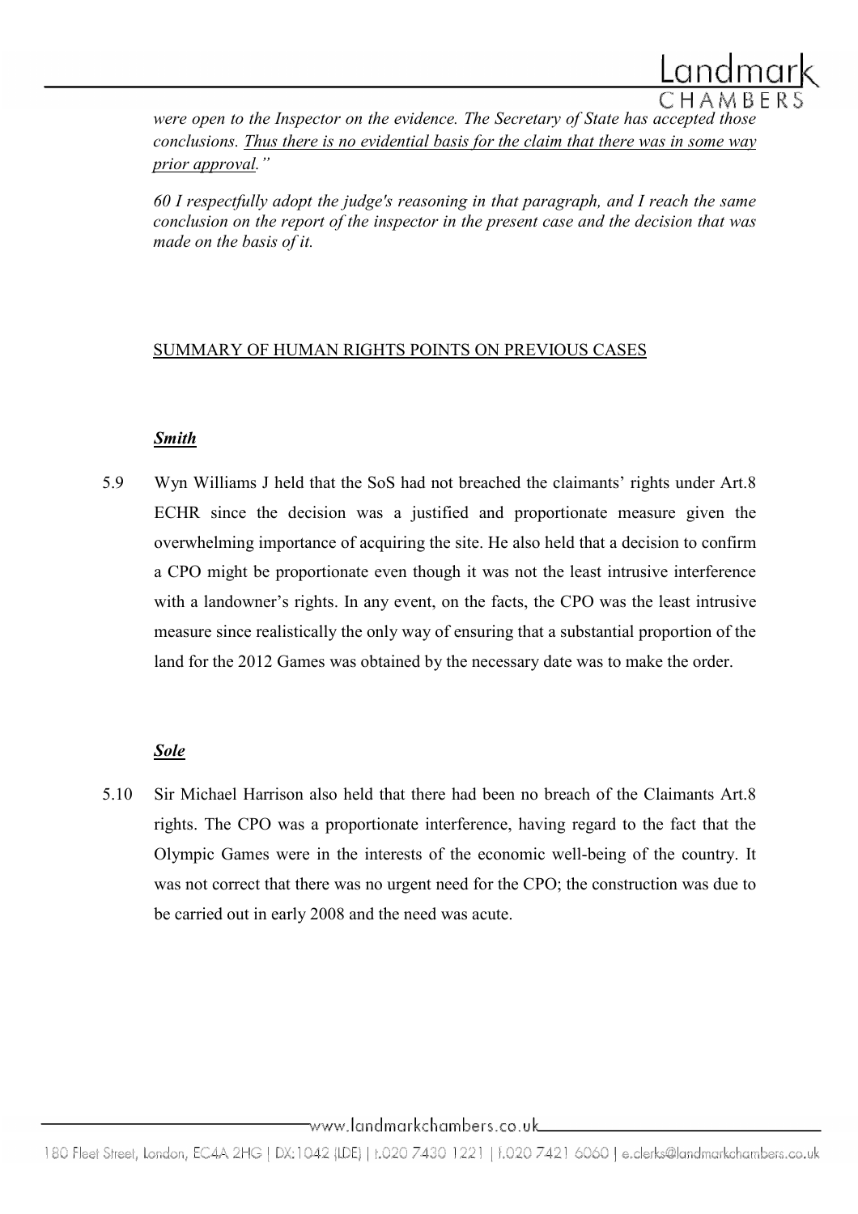*were open to the Inspector on the evidence. The Secretary of State has accepted those conclusions. <u>Thus there is no evidential basis for the claim that there was in some way prior approval</u>."*

*60 I respectfully adopt the judge's reasoning in that paragraph, and I reach the same conclusion on the report of the inspector in the present case and the decision that was made on the basis of it.*

<u>SUMMARY OF HUMAN RIGHTS POINTS ON PREVIOUS CASES</u>

***<u>Smith</u>***

5.9 Wyn Williams J held that the SoS had not breached the claimants' rights under Art.8 ECHR since the decision was a justified and proportionate measure given the overwhelming importance of acquiring the site. He also held that a decision to confirm a CPO might be proportionate even though it was not the least intrusive interference with a landowner's rights. In any event, on the facts, the CPO was the least intrusive measure since realistically the only way of ensuring that a substantial proportion of the land for the 2012 Games was obtained by the necessary date was to make the order.

***<u>Sole</u>***

5.10 Sir Michael Harrison also held that there had been no breach of the Claimants Art.8 rights. The CPO was a proportionate interference, having regard to the fact that the Olympic Games were in the interests of the economic well-being of the country. It was not correct that there was no urgent need for the CPO; the construction was due to be carried out in early 2008 and the need was acute.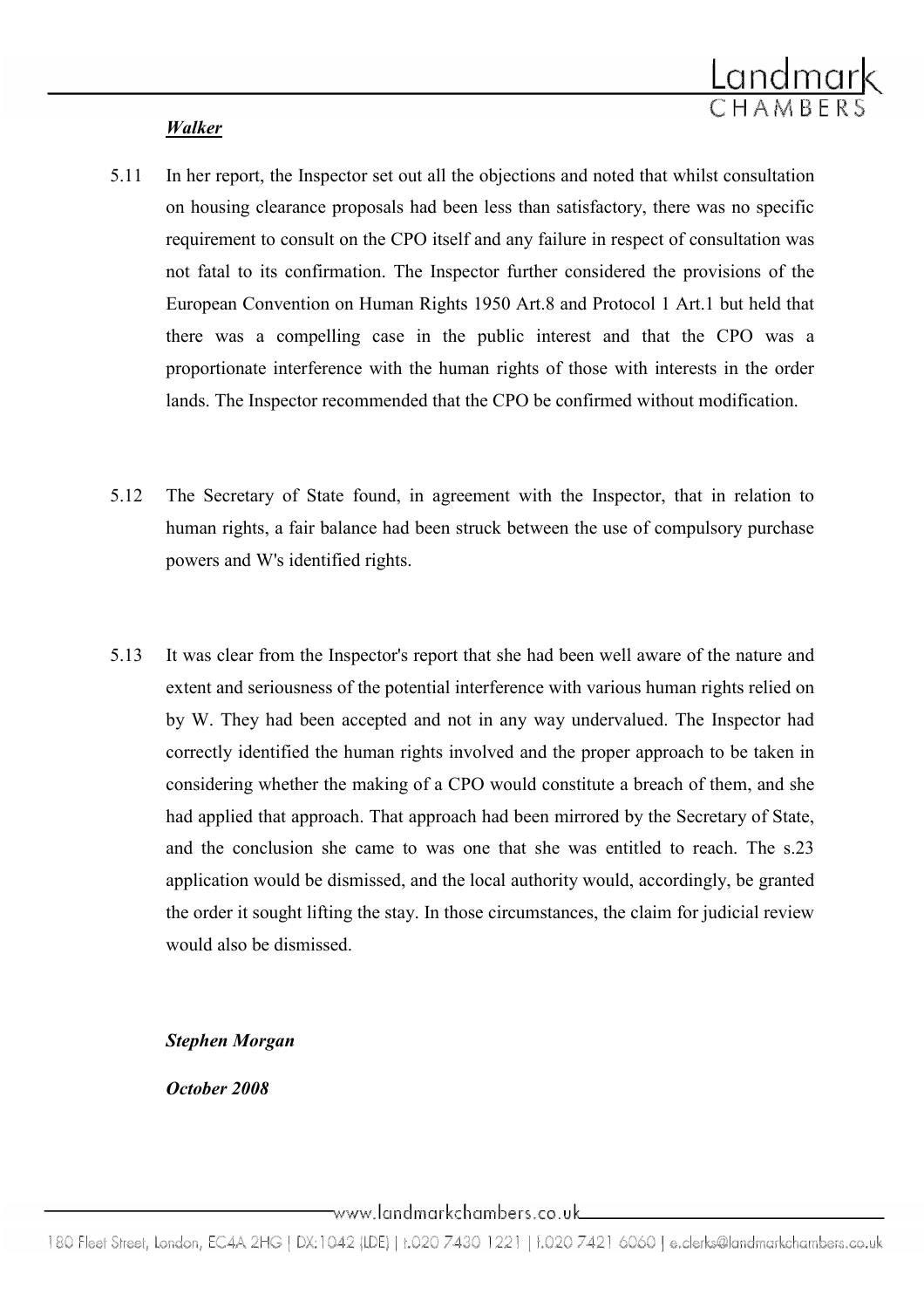***Walker***

5.11 In her report, the Inspector set out all the objections and noted that whilst consultation on housing clearance proposals had been less than satisfactory, there was no specific requirement to consult on the CPO itself and any failure in respect of consultation was not fatal to its confirmation. The Inspector further considered the provisions of the European Convention on Human Rights 1950 Art.8 and Protocol 1 Art.1 but held that there was a compelling case in the public interest and that the CPO was a proportionate interference with the human rights of those with interests in the order lands. The Inspector recommended that the CPO be confirmed without modification.

5.12 The Secretary of State found, in agreement with the Inspector, that in relation to human rights, a fair balance had been struck between the use of compulsory purchase powers and W's identified rights.

5.13 It was clear from the Inspector's report that she had been well aware of the nature and extent and seriousness of the potential interference with various human rights relied on by W. They had been accepted and not in any way undervalued. The Inspector had correctly identified the human rights involved and the proper approach to be taken in considering whether the making of a CPO would constitute a breach of them, and she had applied that approach. That approach had been mirrored by the Secretary of State, and the conclusion she came to was one that she was entitled to reach. The s.23 application would be dismissed, and the local authority would, accordingly, be granted the order it sought lifting the stay. In those circumstances, the claim for judicial review would also be dismissed.

***Stephen Morgan***

***October 2008***